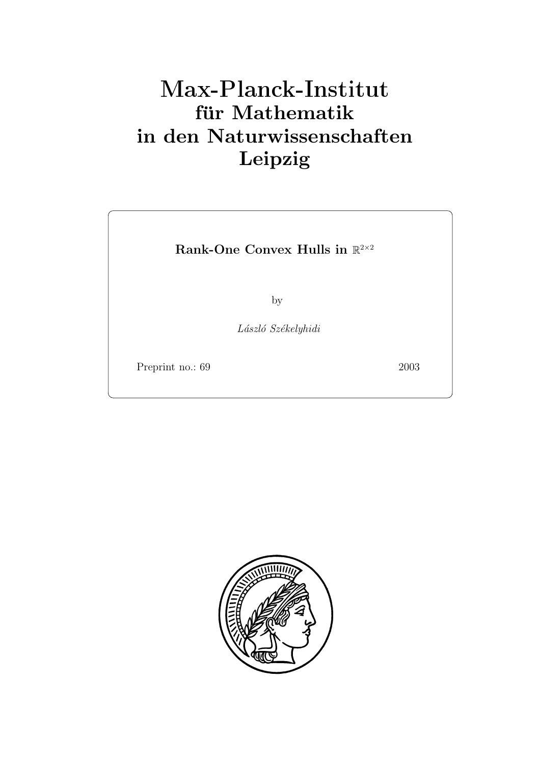# Max-Planck-Institut
## für Mathematik
## in den Naturwissenschaften
## Leipzig

**Rank-One Convex Hulls in $\mathbb{R}^{2\times 2}$**

by

*László Székelyhidi*

Preprint no.: 69 2003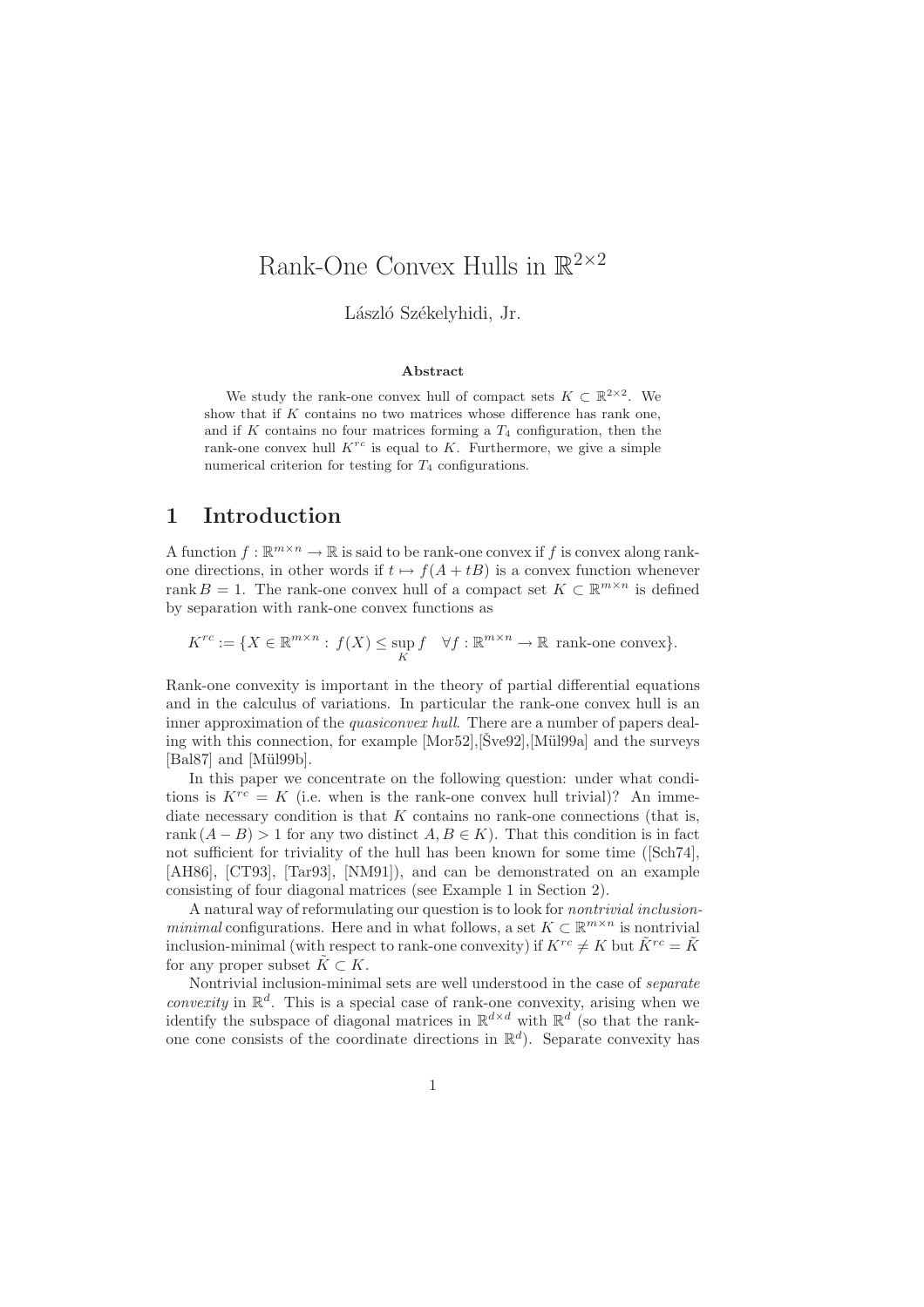# Rank-One Convex Hulls in $\mathbb{R}^{2\times 2}$

László Székelyhidi, Jr.

### Abstract

We study the rank-one convex hull of compact sets $K \subset \mathbb{R}^{2\times 2}$. We show that if $K$ contains no two matrices whose difference has rank one, and if $K$ contains no four matrices forming a $T_4$ configuration, then the rank-one convex hull $K^{rc}$ is equal to $K$. Furthermore, we give a simple numerical criterion for testing for $T_4$ configurations.

## 1 Introduction

A function $f : \mathbb{R}^{m\times n} \to \mathbb{R}$ is said to be rank-one convex if $f$ is convex along rank-one directions, in other words if $t \mapsto f(A + tB)$ is a convex function whenever $\operatorname{rank} B = 1$. The rank-one convex hull of a compact set $K \subset \mathbb{R}^{m\times n}$ is defined by separation with rank-one convex functions as

$$K^{rc} := \{X \in \mathbb{R}^{m\times n} : f(X) \leq \sup_K f \quad \forall f : \mathbb{R}^{m\times n} \to \mathbb{R} \text{ rank-one convex}\}.$$

Rank-one convexity is important in the theory of partial differential equations and in the calculus of variations. In particular the rank-one convex hull is an inner approximation of the *quasiconvex hull*. There are a number of papers dealing with this connection, for example [Mor52],[Šve92],[Mül99a] and the surveys [Bal87] and [Mül99b].

In this paper we concentrate on the following question: under what conditions is $K^{rc} = K$ (i.e. when is the rank-one convex hull trivial)? An immediate necessary condition is that $K$ contains no rank-one connections (that is, $\operatorname{rank}(A - B) > 1$ for any two distinct $A, B \in K$). That this condition is in fact not sufficient for triviality of the hull has been known for some time ([Sch74], [AH86], [CT93], [Tar93], [NM91]), and can be demonstrated on an example consisting of four diagonal matrices (see Example 1 in Section 2).

A natural way of reformulating our question is to look for *nontrivial inclusion-minimal* configurations. Here and in what follows, a set $K \subset \mathbb{R}^{m\times n}$ is nontrivial inclusion-minimal (with respect to rank-one convexity) if $K^{rc} \neq K$ but $\tilde{K}^{rc} = \tilde{K}$ for any proper subset $\tilde{K} \subset K$.

Nontrivial inclusion-minimal sets are well understood in the case of *separate convexity* in $\mathbb{R}^d$. This is a special case of rank-one convexity, arising when we identify the subspace of diagonal matrices in $\mathbb{R}^{d\times d}$ with $\mathbb{R}^d$ (so that the rank-one cone consists of the coordinate directions in $\mathbb{R}^d$). Separate convexity has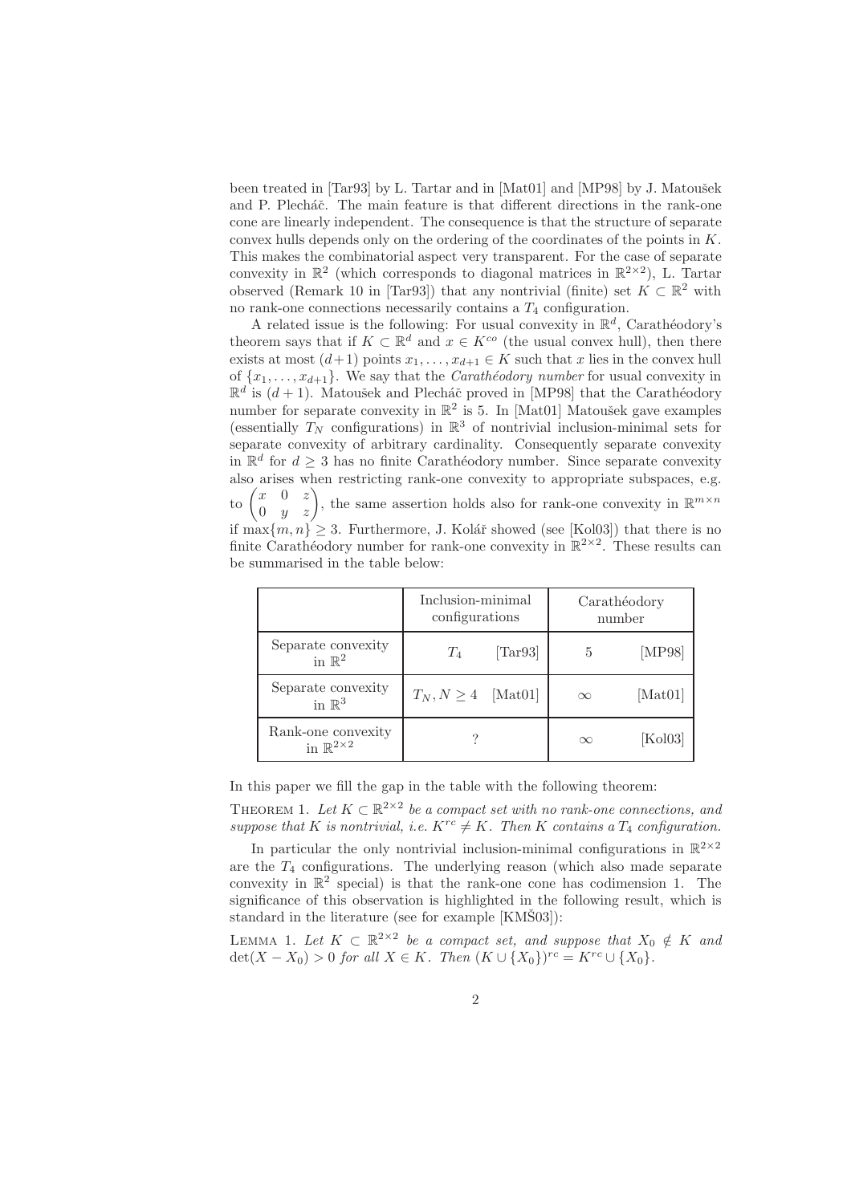been treated in [Tar93] by L. Tartar and in [Mat01] and [MP98] by J. Matoušek and P. Plecháč. The main feature is that different directions in the rank-one cone are linearly independent. The consequence is that the structure of separate convex hulls depends only on the ordering of the coordinates of the points in $K$. This makes the combinatorial aspect very transparent. For the case of separate convexity in $\mathbb{R}^2$ (which corresponds to diagonal matrices in $\mathbb{R}^{2\times 2}$), L. Tartar observed (Remark 10 in [Tar93]) that any nontrivial (finite) set $K \subset \mathbb{R}^2$ with no rank-one connections necessarily contains a $T_4$ configuration.

A related issue is the following: For usual convexity in $\mathbb{R}^d$, Carathéodory's theorem says that if $K \subset \mathbb{R}^d$ and $x \in K^{co}$ (the usual convex hull), then there exists at most $(d+1)$ points $x_1, \ldots, x_{d+1} \in K$ such that $x$ lies in the convex hull of $\{x_1, \ldots, x_{d+1}\}$. We say that the *Carathéodory number* for usual convexity in $\mathbb{R}^d$ is $(d+1)$. Matoušek and Plecháč proved in [MP98] that the Carathéodory number for separate convexity in $\mathbb{R}^2$ is 5. In [Mat01] Matoušek gave examples (essentially $T_N$ configurations) in $\mathbb{R}^3$ of nontrivial inclusion-minimal sets for separate convexity of arbitrary cardinality. Consequently separate convexity in $\mathbb{R}^d$ for $d \geq 3$ has no finite Carathéodory number. Since separate convexity also arises when restricting rank-one convexity to appropriate subspaces, e.g. to $\begin{pmatrix} x & 0 & z \\ 0 & y & z \end{pmatrix}$, the same assertion holds also for rank-one convexity in $\mathbb{R}^{m\times n}$ if $\max\{m, n\} \geq 3$. Furthermore, J. Kolář showed (see [Kol03]) that there is no finite Carathéodory number for rank-one convexity in $\mathbb{R}^{2\times 2}$. These results can be summarised in the table below:

| | Inclusion-minimal configurations | | Carathéodory number | |
|---|---|---|---|---|
| Separate convexity in $\mathbb{R}^2$ | $T_4$ | [Tar93] | 5 | [MP98] |
| Separate convexity in $\mathbb{R}^3$ | $T_N, N \geq 4$ | [Mat01] | $\infty$ | [Mat01] |
| Rank-one convexity in $\mathbb{R}^{2\times 2}$ | ? | | $\infty$ | [Kol03] |

In this paper we fill the gap in the table with the following theorem:

THEOREM 1. *Let $K \subset \mathbb{R}^{2\times 2}$ be a compact set with no rank-one connections, and suppose that $K$ is nontrivial, i.e. $K^{rc} \neq K$. Then $K$ contains a $T_4$ configuration.*

In particular the only nontrivial inclusion-minimal configurations in $\mathbb{R}^{2\times 2}$ are the $T_4$ configurations. The underlying reason (which also made separate convexity in $\mathbb{R}^2$ special) is that the rank-one cone has codimension 1. The significance of this observation is highlighted in the following result, which is standard in the literature (see for example [KMŠ03]):

LEMMA 1. *Let $K \subset \mathbb{R}^{2\times 2}$ be a compact set, and suppose that $X_0 \notin K$ and $\det(X - X_0) > 0$ for all $X \in K$. Then $(K \cup \{X_0\})^{rc} = K^{rc} \cup \{X_0\}$.*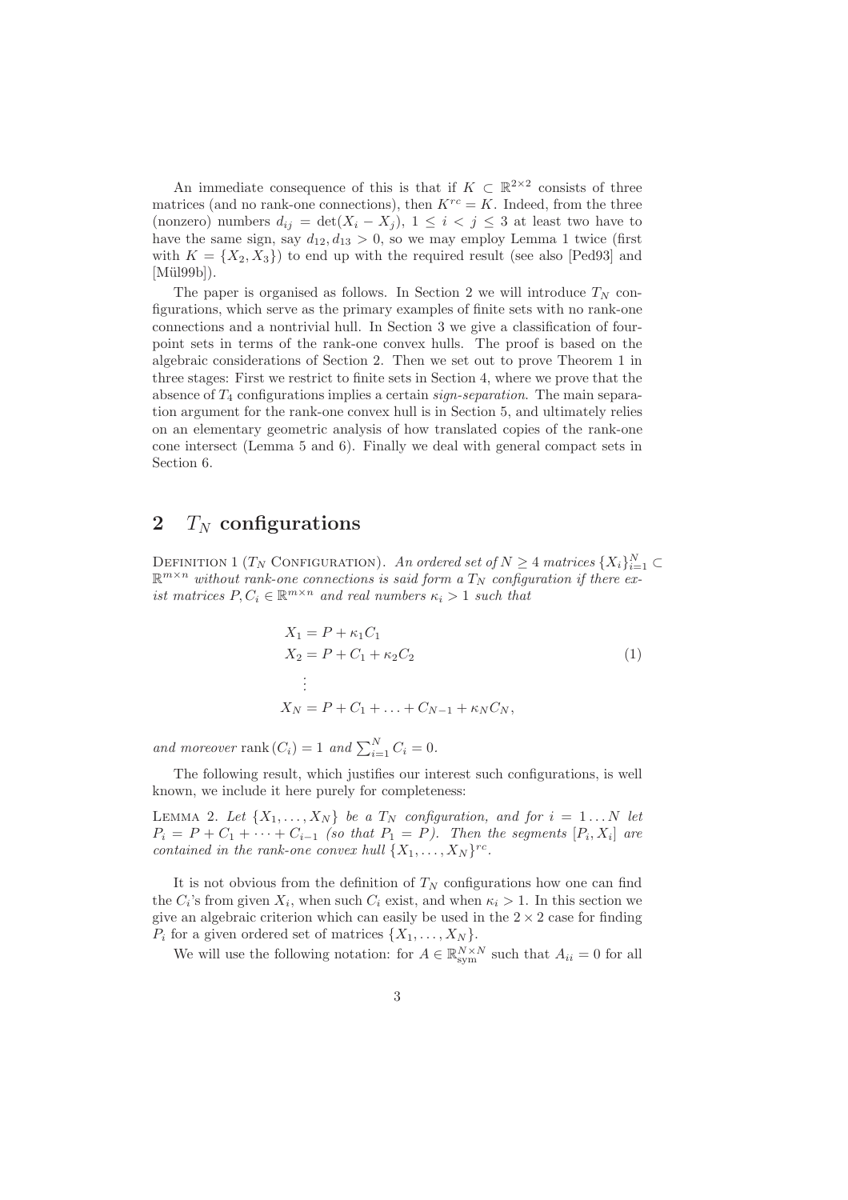An immediate consequence of this is that if $K \subset \mathbb{R}^{2\times 2}$ consists of three matrices (and no rank-one connections), then $K^{rc} = K$. Indeed, from the three (nonzero) numbers $d_{ij} = \det(X_i - X_j)$, $1 \le i < j \le 3$ at least two have to have the same sign, say $d_{12}, d_{13} > 0$, so we may employ Lemma 1 twice (first with $K = \{X_2, X_3\}$) to end up with the required result (see also [Ped93] and [Mül99b]).

The paper is organised as follows. In Section 2 we will introduce $T_N$ configurations, which serve as the primary examples of finite sets with no rank-one connections and a nontrivial hull. In Section 3 we give a classification of four-point sets in terms of the rank-one convex hulls. The proof is based on the algebraic considerations of Section 2. Then we set out to prove Theorem 1 in three stages: First we restrict to finite sets in Section 4, where we prove that the absence of $T_4$ configurations implies a certain *sign-separation*. The main separation argument for the rank-one convex hull is in Section 5, and ultimately relies on an elementary geometric analysis of how translated copies of the rank-one cone intersect (Lemma 5 and 6). Finally we deal with general compact sets in Section 6.

## 2 $T_N$ configurations

Definition 1 ($T_N$ Configuration). *An ordered set of $N \ge 4$ matrices $\{X_i\}_{i=1}^N \subset \mathbb{R}^{m\times n}$ without rank-one connections is said form a $T_N$ configuration if there exist matrices $P, C_i \in \mathbb{R}^{m\times n}$ and real numbers $\kappa_i > 1$ such that*

$$
\begin{aligned}
X_1 &= P + \kappa_1 C_1 \\
X_2 &= P + C_1 + \kappa_2 C_2 \\
&\;\;\vdots \\
X_N &= P + C_1 + \ldots + C_{N-1} + \kappa_N C_N,
\end{aligned}
\tag{1}
$$

*and moreover* $\operatorname{rank}(C_i) = 1$ *and* $\sum_{i=1}^N C_i = 0$.

The following result, which justifies our interest such configurations, is well known, we include it here purely for completeness:

Lemma 2. *Let $\{X_1, \ldots, X_N\}$ be a $T_N$ configuration, and for $i = 1 \ldots N$ let $P_i = P + C_1 + \cdots + C_{i-1}$ (so that $P_1 = P$). Then the segments $[P_i, X_i]$ are contained in the rank-one convex hull $\{X_1, \ldots, X_N\}^{rc}$.*

It is not obvious from the definition of $T_N$ configurations how one can find the $C_i$'s from given $X_i$, when such $C_i$ exist, and when $\kappa_i > 1$. In this section we give an algebraic criterion which can easily be used in the $2 \times 2$ case for finding $P_i$ for a given ordered set of matrices $\{X_1, \ldots, X_N\}$.

We will use the following notation: for $A \in \mathbb{R}^{N\times N}_{\text{sym}}$ such that $A_{ii} = 0$ for all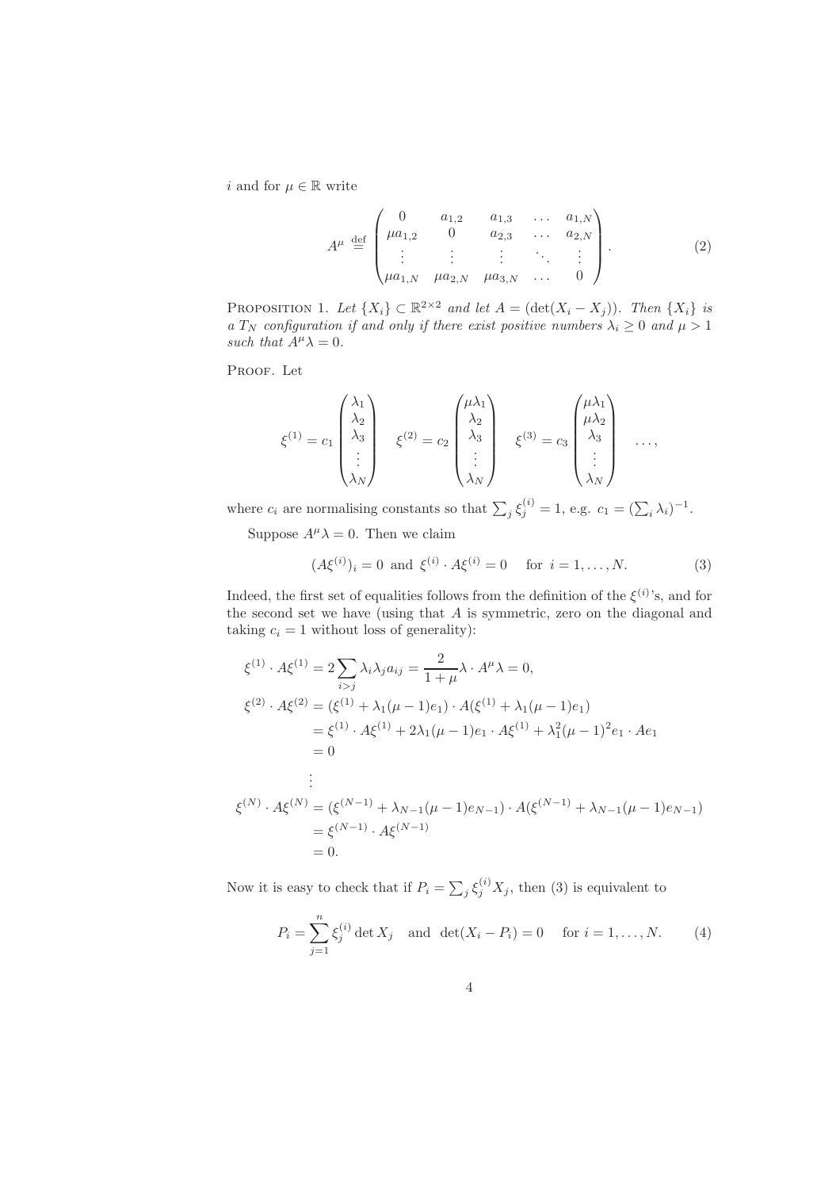$i$ and for $\mu \in \mathbb{R}$ write

$$A^\mu \stackrel{\text{def}}{=} \begin{pmatrix} 0 & a_{1,2} & a_{1,3} & \dots & a_{1,N} \\ \mu a_{1,2} & 0 & a_{2,3} & \dots & a_{2,N} \\ \vdots & \vdots & \vdots & \ddots & \vdots \\ \mu a_{1,N} & \mu a_{2,N} & \mu a_{3,N} & \dots & 0 \end{pmatrix}. \tag{2}$$

Proposition 1. *Let $\{X_i\} \subset \mathbb{R}^{2\times 2}$ and let $A = (\det(X_i - X_j))$. Then $\{X_i\}$ is a $T_N$ configuration if and only if there exist positive numbers $\lambda_i \geq 0$ and $\mu > 1$ such that $A^\mu \lambda = 0$.*

Proof. Let

$$\xi^{(1)} = c_1 \begin{pmatrix} \lambda_1 \\ \lambda_2 \\ \lambda_3 \\ \vdots \\ \lambda_N \end{pmatrix} \quad \xi^{(2)} = c_2 \begin{pmatrix} \mu\lambda_1 \\ \lambda_2 \\ \lambda_3 \\ \vdots \\ \lambda_N \end{pmatrix} \quad \xi^{(3)} = c_3 \begin{pmatrix} \mu\lambda_1 \\ \mu\lambda_2 \\ \lambda_3 \\ \vdots \\ \lambda_N \end{pmatrix} \quad \dots,$$

where $c_i$ are normalising constants so that $\sum_j \xi^{(i)}_j = 1$, e.g. $c_1 = (\sum_i \lambda_i)^{-1}$.

Suppose $A^\mu \lambda = 0$. Then we claim

$$(A\xi^{(i)})_i = 0 \text{ and } \xi^{(i)} \cdot A\xi^{(i)} = 0 \quad \text{for } i = 1, \dots, N. \tag{3}$$

Indeed, the first set of equalities follows from the definition of the $\xi^{(i)}$'s, and for the second set we have (using that $A$ is symmetric, zero on the diagonal and taking $c_i = 1$ without loss of generality):

$$\begin{aligned}
\xi^{(1)} \cdot A\xi^{(1)} &= 2\sum_{i>j} \lambda_i \lambda_j a_{ij} = \frac{2}{1+\mu} \lambda \cdot A^\mu \lambda = 0, \\
\xi^{(2)} \cdot A\xi^{(2)} &= (\xi^{(1)} + \lambda_1(\mu - 1)e_1) \cdot A(\xi^{(1)} + \lambda_1(\mu-1)e_1) \\
&= \xi^{(1)} \cdot A\xi^{(1)} + 2\lambda_1(\mu-1)e_1 \cdot A\xi^{(1)} + \lambda_1^2(\mu-1)^2 e_1 \cdot Ae_1 \\
&= 0 \\
&\ \vdots \\
\xi^{(N)} \cdot A\xi^{(N)} &= (\xi^{(N-1)} + \lambda_{N-1}(\mu-1)e_{N-1}) \cdot A(\xi^{(N-1)} + \lambda_{N-1}(\mu-1)e_{N-1}) \\
&= \xi^{(N-1)} \cdot A\xi^{(N-1)} \\
&= 0.
\end{aligned}$$

Now it is easy to check that if $P_i = \sum_j \xi^{(i)}_j X_j$, then (3) is equivalent to

$$P_i = \sum_{j=1}^n \xi^{(i)}_j \det X_j \quad \text{and} \quad \det(X_i - P_i) = 0 \quad \text{for } i = 1, \dots, N. \tag{4}$$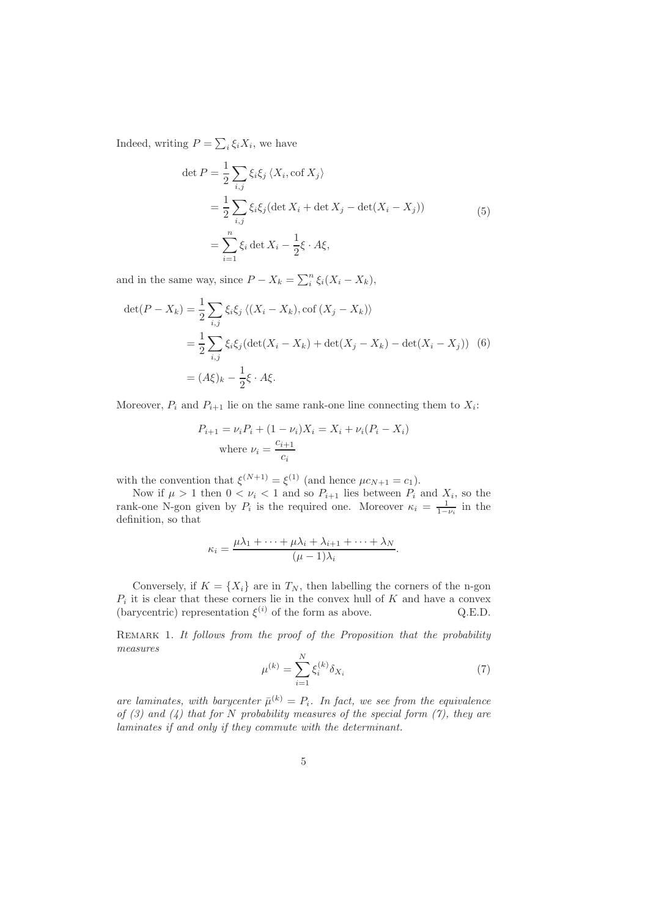Indeed, writing $P = \sum_i \xi_i X_i$, we have

$$
\begin{aligned}
\det P &= \frac{1}{2}\sum_{i,j} \xi_i \xi_j \langle X_i, \operatorname{cof} X_j \rangle \\
&= \frac{1}{2}\sum_{i,j} \xi_i \xi_j (\det X_i + \det X_j - \det(X_i - X_j)) \\
&= \sum_{i=1}^{n} \xi_i \det X_i - \frac{1}{2}\xi \cdot A\xi,
\end{aligned} \tag{5}
$$

and in the same way, since $P - X_k = \sum_i^n \xi_i (X_i - X_k)$,

$$
\begin{aligned}
\det(P - X_k) &= \frac{1}{2}\sum_{i,j} \xi_i \xi_j \langle (X_i - X_k), \operatorname{cof}(X_j - X_k) \rangle \\
&= \frac{1}{2}\sum_{i,j} \xi_i \xi_j (\det(X_i - X_k) + \det(X_j - X_k) - \det(X_i - X_j)) \\
&= (A\xi)_k - \frac{1}{2}\xi \cdot A\xi.
\end{aligned} \tag{6}
$$

Moreover, $P_i$ and $P_{i+1}$ lie on the same rank-one line connecting them to $X_i$:

$$
\begin{aligned}
P_{i+1} &= \nu_i P_i + (1 - \nu_i) X_i = X_i + \nu_i (P_i - X_i) \\
&\text{where } \nu_i = \frac{c_{i+1}}{c_i}
\end{aligned}
$$

with the convention that $\xi^{(N+1)} = \xi^{(1)}$ (and hence $\mu c_{N+1} = c_1$).

Now if $\mu > 1$ then $0 < \nu_i < 1$ and so $P_{i+1}$ lies between $P_i$ and $X_i$, so the rank-one N-gon given by $P_i$ is the required one. Moreover $\kappa_i = \frac{1}{1-\nu_i}$ in the definition, so that

$$
\kappa_i = \frac{\mu\lambda_1 + \cdots + \mu\lambda_i + \lambda_{i+1} + \cdots + \lambda_N}{(\mu - 1)\lambda_i}.
$$

Conversely, if $K = \{X_i\}$ are in $T_N$, then labelling the corners of the n-gon $P_i$ it is clear that these corners lie in the convex hull of $K$ and have a convex (barycentric) representation $\xi^{(i)}$ of the form as above. Q.E.D.

Remark 1. *It follows from the proof of the Proposition that the probability measures*

$$
\mu^{(k)} = \sum_{i=1}^{N} \xi_i^{(k)} \delta_{X_i} \tag{7}
$$

*are laminates, with barycenter $\bar{\mu}^{(k)} = P_i$. In fact, we see from the equivalence of (3) and (4) that for $N$ probability measures of the special form (7), they are laminates if and only if they commute with the determinant.*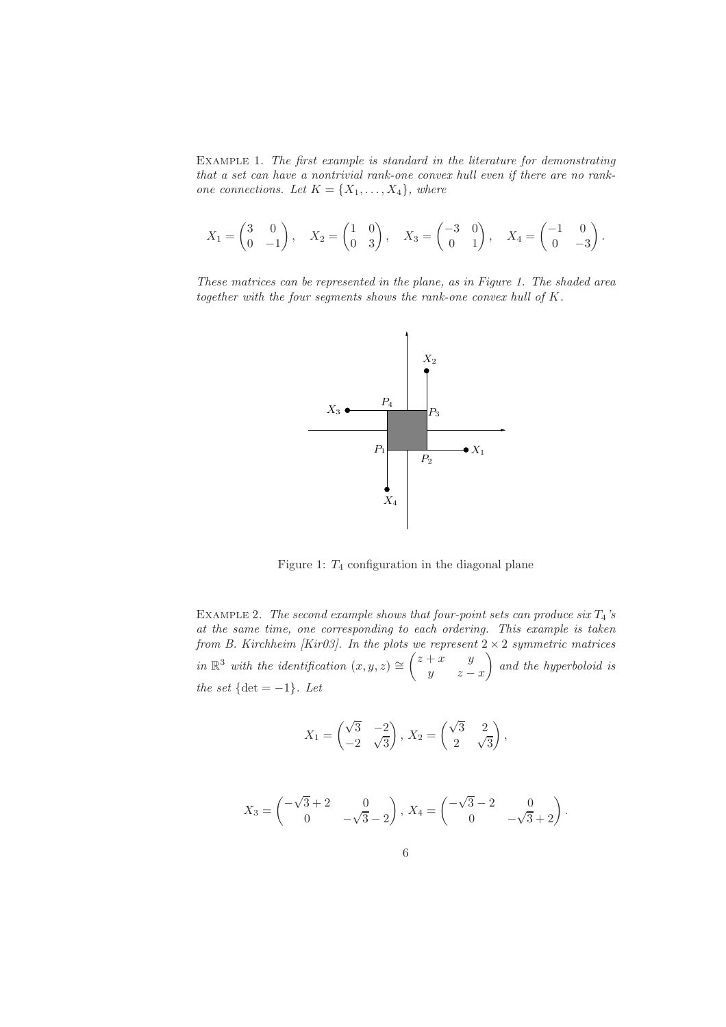Example 1. *The first example is standard in the literature for demonstrating that a set can have a nontrivial rank-one convex hull even if there are no rank-one connections. Let* $K = \{X_1, \ldots, X_4\}$*, where*

$$X_1 = \begin{pmatrix} 3 & 0 \\ 0 & -1 \end{pmatrix}, \quad X_2 = \begin{pmatrix} 1 & 0 \\ 0 & 3 \end{pmatrix}, \quad X_3 = \begin{pmatrix} -3 & 0 \\ 0 & 1 \end{pmatrix}, \quad X_4 = \begin{pmatrix} -1 & 0 \\ 0 & -3 \end{pmatrix}.$$

*These matrices can be represented in the plane, as in Figure 1. The shaded area together with the four segments shows the rank-one convex hull of* $K$*.*

Figure 1: $T_4$ configuration in the diagonal plane

Example 2. *The second example shows that four-point sets can produce six* $T_4$*'s at the same time, one corresponding to each ordering. This example is taken from B. Kirchheim [Kir03]. In the plots we represent* $2 \times 2$ *symmetric matrices in* $\mathbb{R}^3$ *with the identification* $(x, y, z) \cong \begin{pmatrix} z + x & y \\ y & z - x \end{pmatrix}$ *and the hyperboloid is the set* $\{\det = -1\}$*. Let*

$$X_1 = \begin{pmatrix} \sqrt{3} & -2 \\ -2 & \sqrt{3} \end{pmatrix}, \, X_2 = \begin{pmatrix} \sqrt{3} & 2 \\ 2 & \sqrt{3} \end{pmatrix},$$

$$X_3 = \begin{pmatrix} -\sqrt{3} + 2 & 0 \\ 0 & -\sqrt{3} - 2 \end{pmatrix}, \, X_4 = \begin{pmatrix} -\sqrt{3} - 2 & 0 \\ 0 & -\sqrt{3} + 2 \end{pmatrix}.$$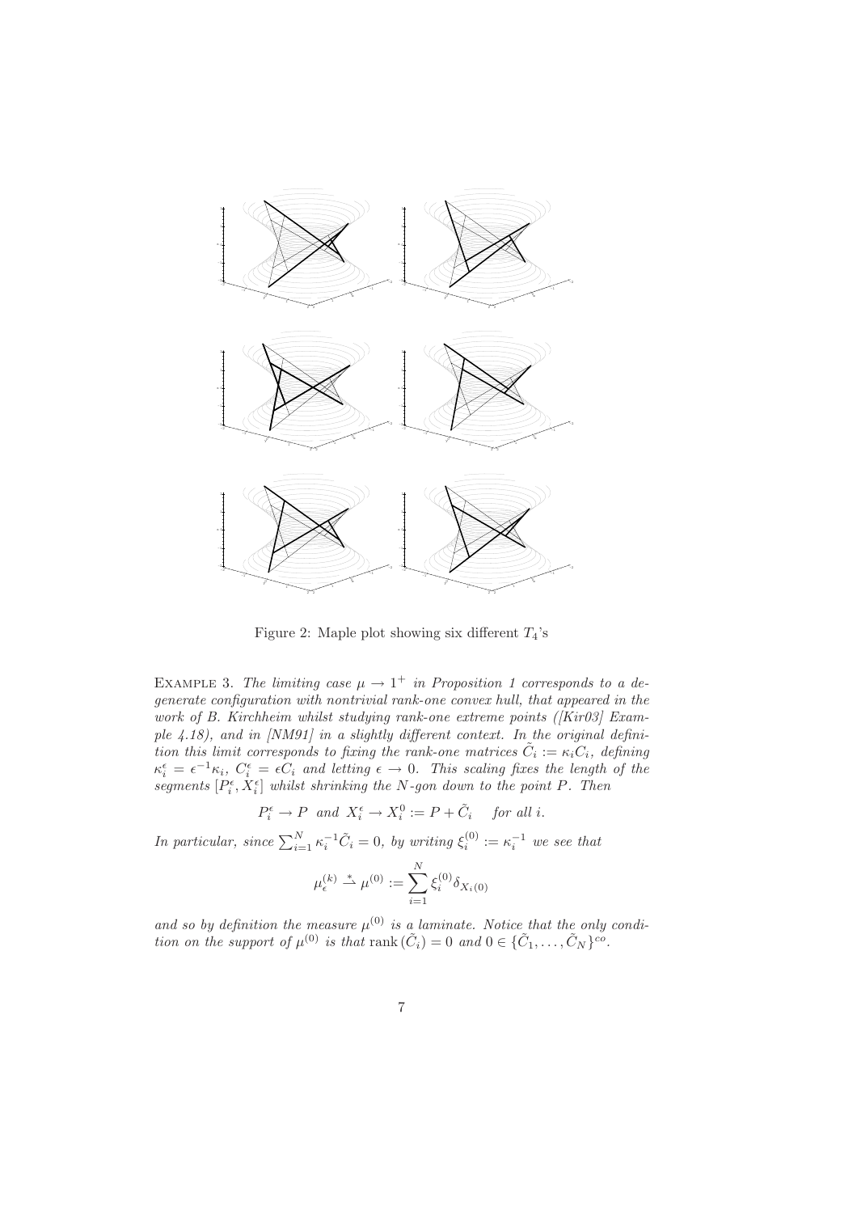Figure 2: Maple plot showing six different $T_4$'s

Example 3. *The limiting case $\mu \to 1^+$ in Proposition 1 corresponds to a degenerate configuration with nontrivial rank-one convex hull, that appeared in the work of B. Kirchheim whilst studying rank-one extreme points ([Kir03] Example 4.18), and in [NM91] in a slightly different context. In the original definition this limit corresponds to fixing the rank-one matrices $\tilde{C}_i := \kappa_i C_i$, defining $\kappa_i^\epsilon = \epsilon^{-1}\kappa_i$, $C_i^\epsilon = \epsilon C_i$ and letting $\epsilon \to 0$. This scaling fixes the length of the segments $[P_i^\epsilon, X_i^\epsilon]$ whilst shrinking the $N$-gon down to the point $P$. Then*

$$P_i^\epsilon \to P \quad \text{and} \quad X_i^\epsilon \to X_i^0 := P + \tilde{C}_i \quad \text{for all } i.$$

*In particular, since $\sum_{i=1}^N \kappa_i^{-1}\tilde{C}_i = 0$, by writing $\xi_i^{(0)} := \kappa_i^{-1}$ we see that*

$$\mu_\epsilon^{(k)} \overset{*}{\rightharpoonup} \mu^{(0)} := \sum_{i=1}^N \xi_i^{(0)} \delta_{X_i(0)}$$

*and so by definition the measure $\mu^{(0)}$ is a laminate. Notice that the only condition on the support of $\mu^{(0)}$ is that $\operatorname{rank}(\tilde{C}_i) = 0$ and $0 \in \{\tilde{C}_1, \ldots, \tilde{C}_N\}^{co}$.*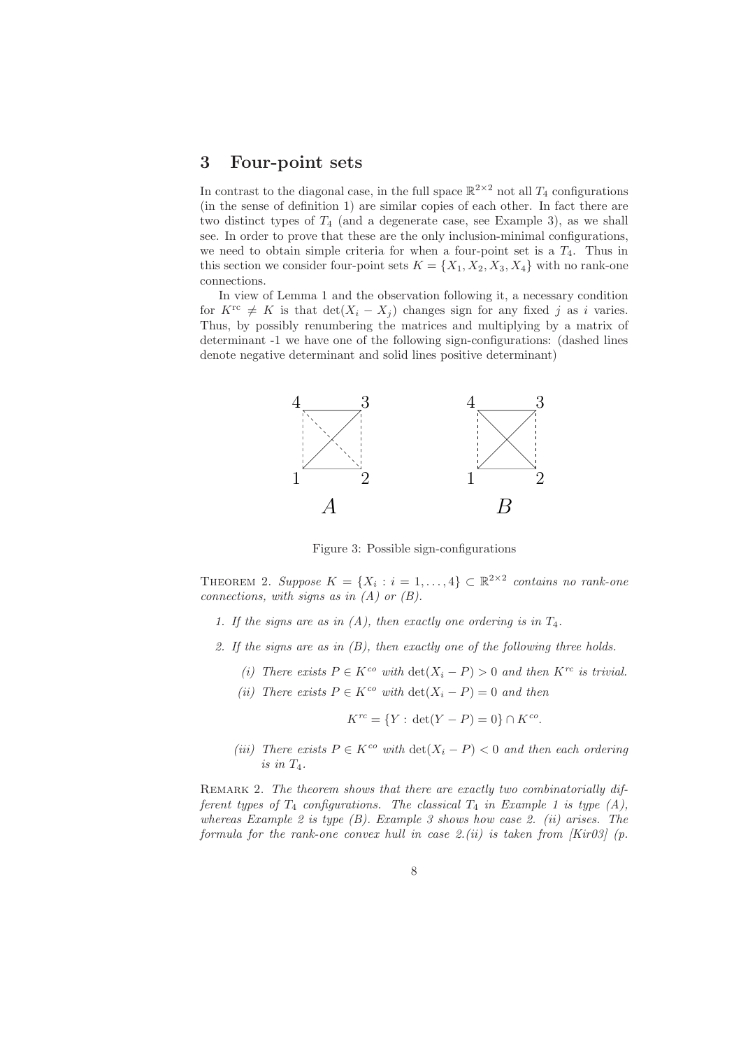## 3 Four-point sets

In contrast to the diagonal case, in the full space $\mathbb{R}^{2\times 2}$ not all $T_4$ configurations (in the sense of definition 1) are similar copies of each other. In fact there are two distinct types of $T_4$ (and a degenerate case, see Example 3), as we shall see. In order to prove that these are the only inclusion-minimal configurations, we need to obtain simple criteria for when a four-point set is a $T_4$. Thus in this section we consider four-point sets $K = \{X_1, X_2, X_3, X_4\}$ with no rank-one connections.

In view of Lemma 1 and the observation following it, a necessary condition for $K^{\mathrm{rc}} \neq K$ is that $\det(X_i - X_j)$ changes sign for any fixed $j$ as $i$ varies. Thus, by possibly renumbering the matrices and multiplying by a matrix of determinant -1 we have one of the following sign-configurations: (dashed lines denote negative determinant and solid lines positive determinant)

Figure 3: Possible sign-configurations

THEOREM 2. *Suppose $K = \{X_i : i = 1, \ldots, 4\} \subset \mathbb{R}^{2\times 2}$ contains no rank-one connections, with signs as in (A) or (B).*

1. *If the signs are as in (A), then exactly one ordering is in $T_4$.*
2. *If the signs are as in (B), then exactly one of the following three holds.*
   - *(i) There exists $P \in K^{co}$ with $\det(X_i - P) > 0$ and then $K^{rc}$ is trivial.*
   - *(ii) There exists $P \in K^{co}$ with $\det(X_i - P) = 0$ and then*

     $$K^{rc} = \{Y : \det(Y - P) = 0\} \cap K^{co}.$$

   - *(iii) There exists $P \in K^{co}$ with $\det(X_i - P) < 0$ and then each ordering is in $T_4$.*

REMARK 2. *The theorem shows that there are exactly two combinatorially different types of $T_4$ configurations. The classical $T_4$ in Example 1 is type (A), whereas Example 2 is type (B). Example 3 shows how case 2. (ii) arises. The formula for the rank-one convex hull in case 2.(ii) is taken from [Kir03] (p.*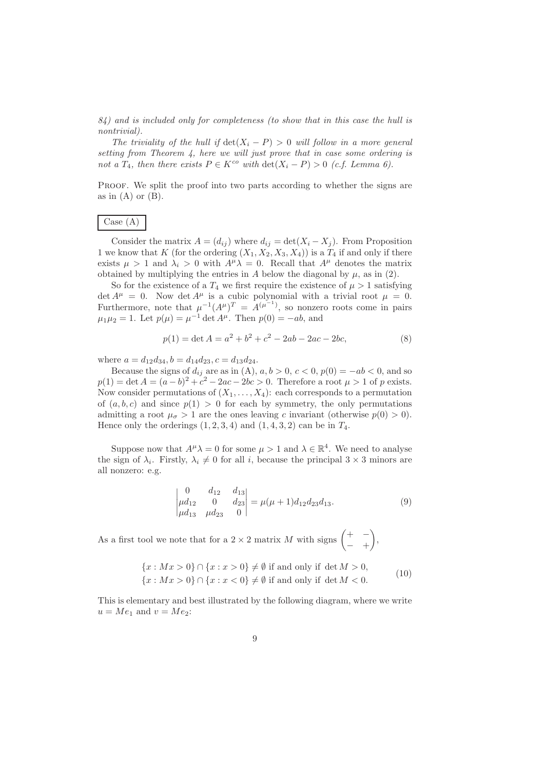*84) and is included only for completeness (to show that in this case the hull is nontrivial).*

*The triviality of the hull if $\det(X_i - P) > 0$ will follow in a more general setting from Theorem 4, here we will just prove that in case some ordering is not a $T_4$, then there exists $P \in K^{co}$ with $\det(X_i - P) > 0$ (c.f. Lemma 6).*

Proof. We split the proof into two parts according to whether the signs are as in (A) or (B).

**Case (A)**

Consider the matrix $A = (d_{ij})$ where $d_{ij} = \det(X_i - X_j)$. From Proposition 1 we know that $K$ (for the ordering $(X_1, X_2, X_3, X_4)$) is a $T_4$ if and only if there exists $\mu > 1$ and $\lambda_i > 0$ with $A^\mu \lambda = 0$. Recall that $A^\mu$ denotes the matrix obtained by multiplying the entries in $A$ below the diagonal by $\mu$, as in (2).

So for the existence of a $T_4$ we first require the existence of $\mu > 1$ satisfying $\det A^\mu = 0$. Now $\det A^\mu$ is a cubic polynomial with a trivial root $\mu = 0$. Furthermore, note that $\mu^{-1}(A^\mu)^T = A^{(\mu^{-1})}$, so nonzero roots come in pairs $\mu_1 \mu_2 = 1$. Let $p(\mu) = \mu^{-1} \det A^\mu$. Then $p(0) = -ab$, and

$$p(1) = \det A = a^2 + b^2 + c^2 - 2ab - 2ac - 2bc, \tag{8}$$

where $a = d_{12}d_{34}, b = d_{14}d_{23}, c = d_{13}d_{24}$.

Because the signs of $d_{ij}$ are as in (A), $a, b > 0$, $c < 0$, $p(0) = -ab < 0$, and so $p(1) = \det A = (a-b)^2 + c^2 - 2ac - 2bc > 0$. Therefore a root $\mu > 1$ of $p$ exists. Now consider permutations of $(X_1, \dots, X_4)$: each corresponds to a permutation of $(a, b, c)$ and since $p(1) > 0$ for each by symmetry, the only permutations admitting a root $\mu_\sigma > 1$ are the ones leaving $c$ invariant (otherwise $p(0) > 0$). Hence only the orderings $(1, 2, 3, 4)$ and $(1, 4, 3, 2)$ can be in $T_4$.

Suppose now that $A^\mu \lambda = 0$ for some $\mu > 1$ and $\lambda \in \mathbb{R}^4$. We need to analyse the sign of $\lambda_i$. Firstly, $\lambda_i \neq 0$ for all $i$, because the principal $3 \times 3$ minors are all nonzero: e.g.

$$\begin{vmatrix} 0 & d_{12} & d_{13} \\ \mu d_{12} & 0 & d_{23} \\ \mu d_{13} & \mu d_{23} & 0 \end{vmatrix} = \mu(\mu + 1) d_{12} d_{23} d_{13}. \tag{9}$$

As a first tool we note that for a $2 \times 2$ matrix $M$ with signs $\begin{pmatrix} + & - \\ - & + \end{pmatrix}$,

$$\begin{aligned} &\{x : Mx > 0\} \cap \{x : x > 0\} \neq \emptyset \text{ if and only if } \det M > 0, \\ &\{x : Mx > 0\} \cap \{x : x < 0\} \neq \emptyset \text{ if and only if } \det M < 0. \end{aligned} \tag{10}$$

This is elementary and best illustrated by the following diagram, where we write $u = Me_1$ and $v = Me_2$: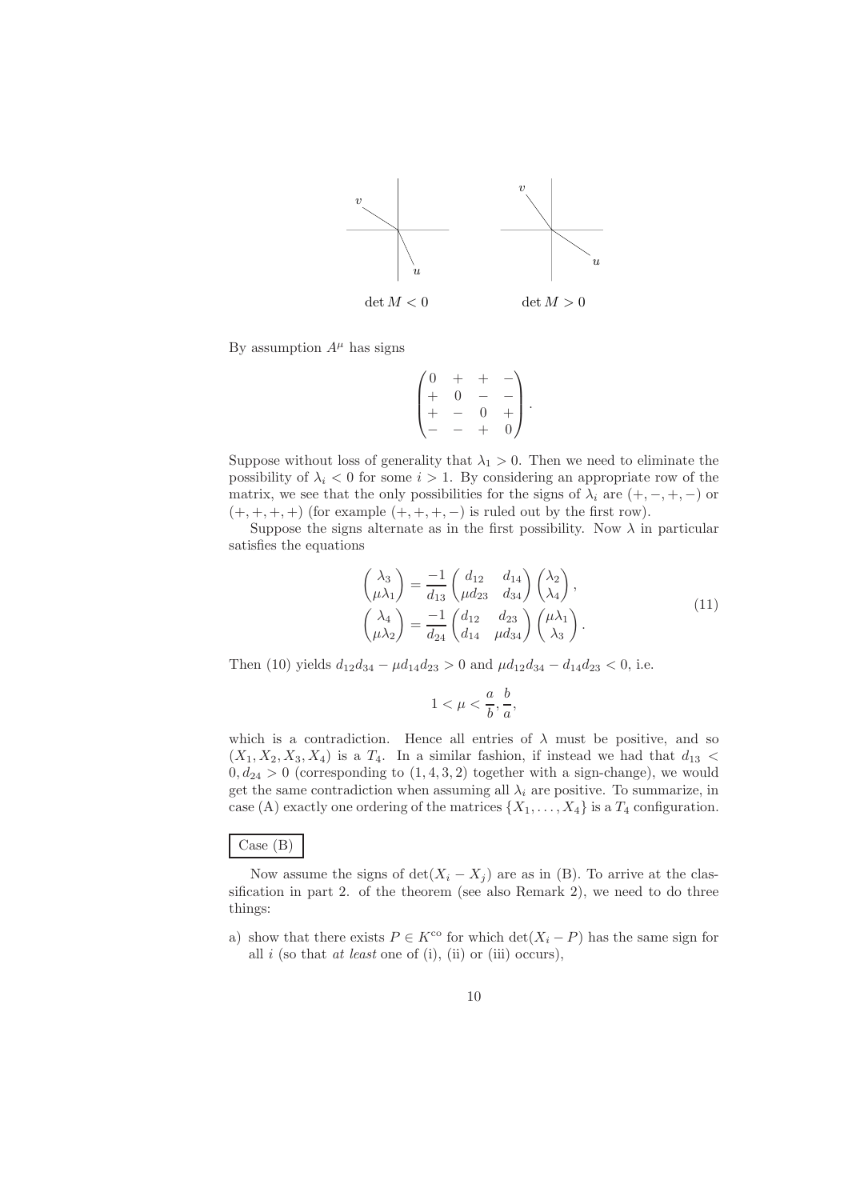$\det M < 0$ $\qquad\qquad$ $\det M > 0$

By assumption $A^\mu$ has signs

$$
\begin{pmatrix}
0 & + & + & - \\
+ & 0 & - & - \\
+ & - & 0 & + \\
- & - & + & 0
\end{pmatrix}.
$$

Suppose without loss of generality that $\lambda_1 > 0$. Then we need to eliminate the possibility of $\lambda_i < 0$ for some $i > 1$. By considering an appropriate row of the matrix, we see that the only possibilities for the signs of $\lambda_i$ are $(+, -, +, -)$ or $(+, +, +, +)$ (for example $(+, +, +, -)$ is ruled out by the first row).

Suppose the signs alternate as in the first possibility. Now $\lambda$ in particular satisfies the equations

$$
\begin{aligned}
\begin{pmatrix} \lambda_3 \\ \mu\lambda_1 \end{pmatrix} &= \frac{-1}{d_{13}} \begin{pmatrix} d_{12} & d_{14} \\ \mu d_{23} & d_{34} \end{pmatrix} \begin{pmatrix} \lambda_2 \\ \lambda_4 \end{pmatrix}, \\
\begin{pmatrix} \lambda_4 \\ \mu\lambda_2 \end{pmatrix} &= \frac{-1}{d_{24}} \begin{pmatrix} d_{12} & d_{23} \\ d_{14} & \mu d_{34} \end{pmatrix} \begin{pmatrix} \mu\lambda_1 \\ \lambda_3 \end{pmatrix}.
\end{aligned}
\tag{11}
$$

Then (10) yields $d_{12}d_{34} - \mu d_{14}d_{23} > 0$ and $\mu d_{12}d_{34} - d_{14}d_{23} < 0$, i.e.

$$
1 < \mu < \frac{a}{b}, \frac{b}{a},
$$

which is a contradiction. Hence all entries of $\lambda$ must be positive, and so $(X_1, X_2, X_3, X_4)$ is a $T_4$. In a similar fashion, if instead we had that $d_{13} < 0, d_{24} > 0$ (corresponding to $(1, 4, 3, 2)$ together with a sign-change), we would get the same contradiction when assuming all $\lambda_i$ are positive. To summarize, in case (A) exactly one ordering of the matrices $\{X_1, \ldots, X_4\}$ is a $T_4$ configuration.

**Case (B)**

Now assume the signs of $\det(X_i - X_j)$ are as in (B). To arrive at the classification in part 2. of the theorem (see also Remark 2), we need to do three things:

a) show that there exists $P \in K^{co}$ for which $\det(X_i - P)$ has the same sign for all $i$ (so that *at least* one of (i), (ii) or (iii) occurs),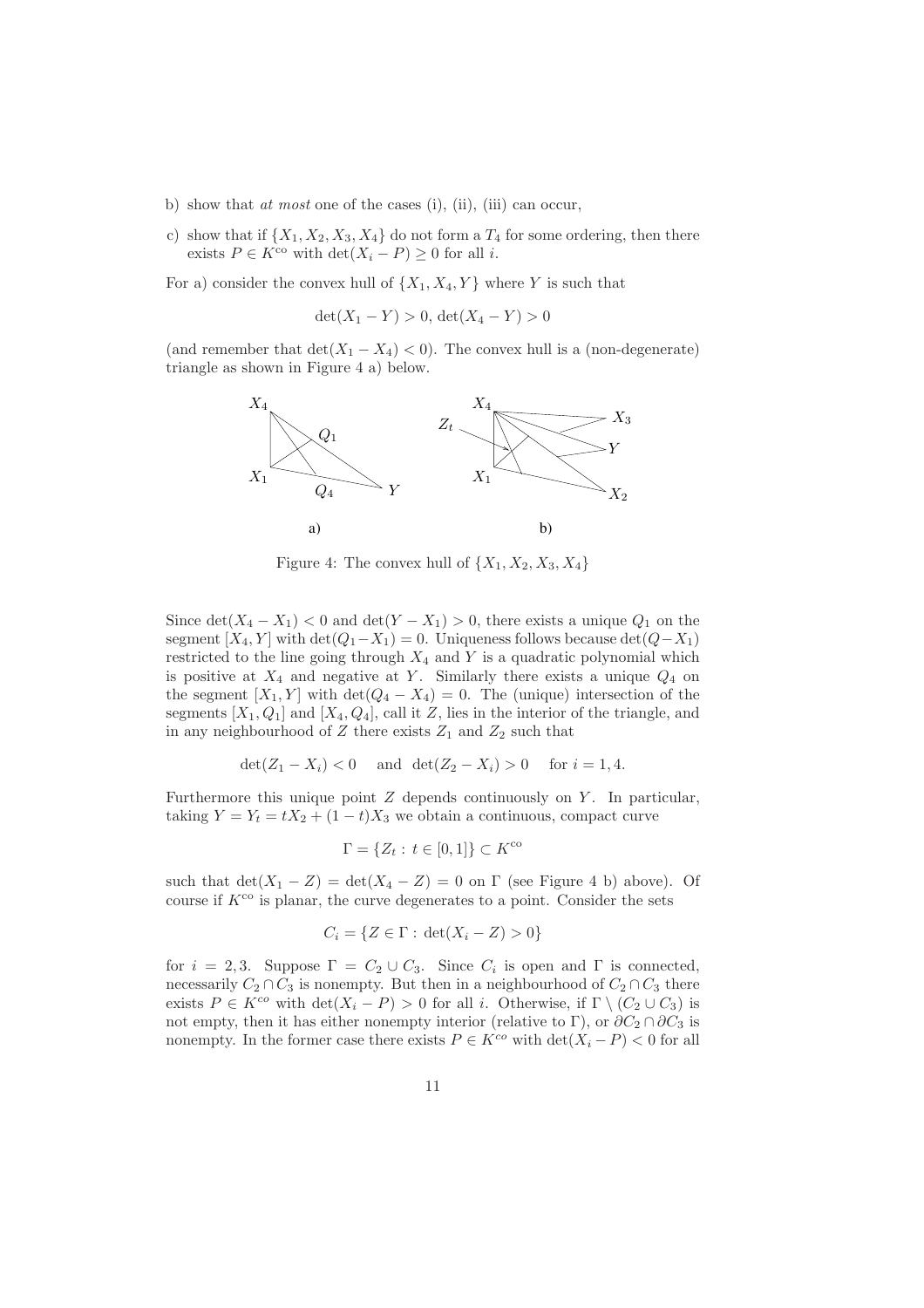b) show that *at most* one of the cases (i), (ii), (iii) can occur,

c) show that if $\{X_1, X_2, X_3, X_4\}$ do not form a $T_4$ for some ordering, then there exists $P \in K^{\text{co}}$ with $\det(X_i - P) \geq 0$ for all $i$.

For a) consider the convex hull of $\{X_1, X_4, Y\}$ where $Y$ is such that

$$\det(X_1 - Y) > 0, \, \det(X_4 - Y) > 0$$

(and remember that $\det(X_1 - X_4) < 0$). The convex hull is a (non-degenerate) triangle as shown in Figure 4 a) below.

Figure 4: The convex hull of $\{X_1, X_2, X_3, X_4\}$

Since $\det(X_4 - X_1) < 0$ and $\det(Y - X_1) > 0$, there exists a unique $Q_1$ on the segment $[X_4, Y]$ with $\det(Q_1 - X_1) = 0$. Uniqueness follows because $\det(Q - X_1)$ restricted to the line going through $X_4$ and $Y$ is a quadratic polynomial which is positive at $X_4$ and negative at $Y$. Similarly there exists a unique $Q_4$ on the segment $[X_1, Y]$ with $\det(Q_4 - X_4) = 0$. The (unique) intersection of the segments $[X_1, Q_1]$ and $[X_4, Q_4]$, call it $Z$, lies in the interior of the triangle, and in any neighbourhood of $Z$ there exists $Z_1$ and $Z_2$ such that

$$\det(Z_1 - X_i) < 0 \quad \text{and} \quad \det(Z_2 - X_i) > 0 \quad \text{for } i = 1, 4.$$

Furthermore this unique point $Z$ depends continuously on $Y$. In particular, taking $Y = Y_t = tX_2 + (1-t)X_3$ we obtain a continuous, compact curve

$$\Gamma = \{Z_t : t \in [0, 1]\} \subset K^{\text{co}}$$

such that $\det(X_1 - Z) = \det(X_4 - Z) = 0$ on $\Gamma$ (see Figure 4 b) above). Of course if $K^{\text{co}}$ is planar, the curve degenerates to a point. Consider the sets

$$C_i = \{Z \in \Gamma : \det(X_i - Z) > 0\}$$

for $i = 2, 3$. Suppose $\Gamma = C_2 \cup C_3$. Since $C_i$ is open and $\Gamma$ is connected, necessarily $C_2 \cap C_3$ is nonempty. But then in a neighbourhood of $C_2 \cap C_3$ there exists $P \in K^{co}$ with $\det(X_i - P) > 0$ for all $i$. Otherwise, if $\Gamma \setminus (C_2 \cup C_3)$ is not empty, then it has either nonempty interior (relative to $\Gamma$), or $\partial C_2 \cap \partial C_3$ is nonempty. In the former case there exists $P \in K^{co}$ with $\det(X_i - P) < 0$ for all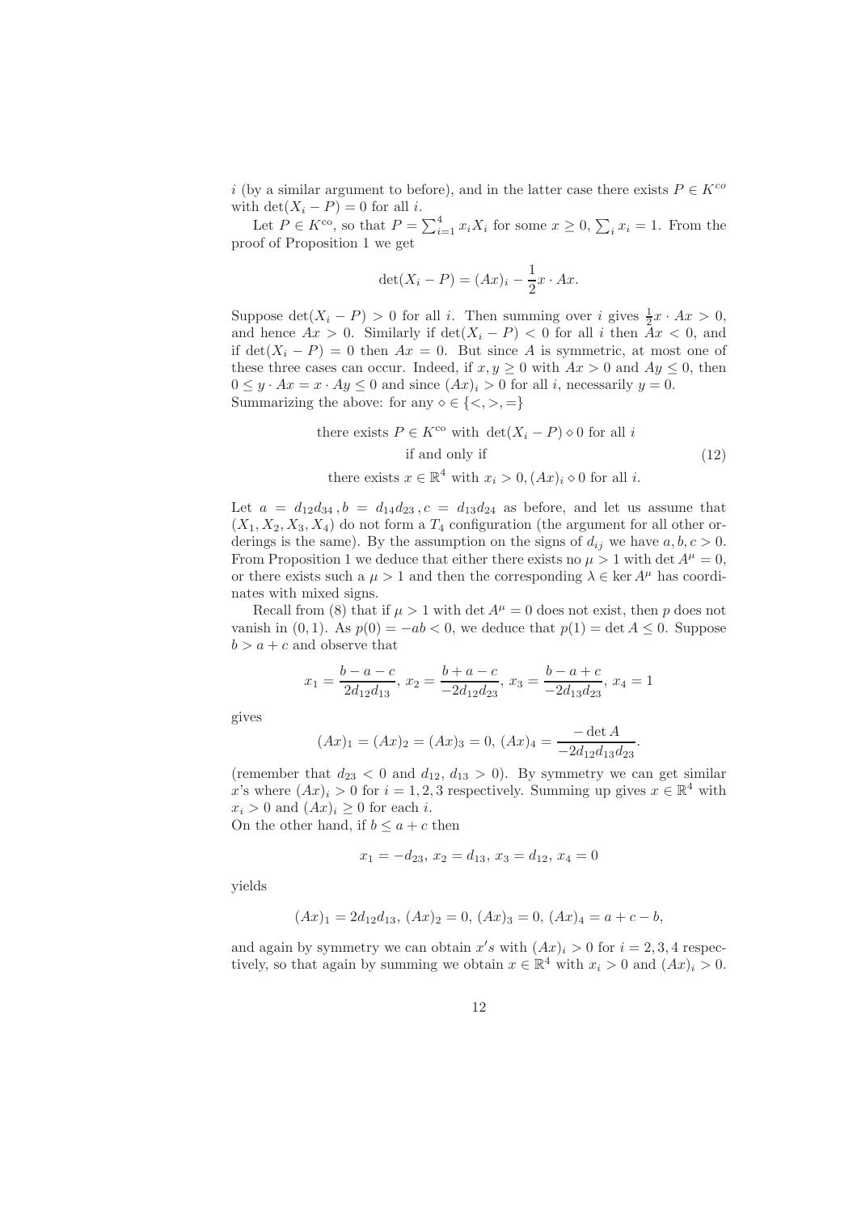$i$ (by a similar argument to before), and in the latter case there exists $P \in K^{co}$ with $\det(X_i - P) = 0$ for all $i$.

Let $P \in K^{\rm co}$, so that $P = \sum_{i=1}^4 x_i X_i$ for some $x \geq 0$, $\sum_i x_i = 1$. From the proof of Proposition 1 we get

$$\det(X_i - P) = (Ax)_i - \frac{1}{2} x \cdot Ax.$$

Suppose $\det(X_i - P) > 0$ for all $i$. Then summing over $i$ gives $\frac{1}{2} x \cdot Ax > 0$, and hence $Ax > 0$. Similarly if $\det(X_i - P) < 0$ for all $i$ then $Ax < 0$, and if $\det(X_i - P) = 0$ then $Ax = 0$. But since $A$ is symmetric, at most one of these three cases can occur. Indeed, if $x, y \geq 0$ with $Ax > 0$ and $Ay \leq 0$, then $0 \leq y \cdot Ax = x \cdot Ay \leq 0$ and since $(Ax)_i > 0$ for all $i$, necessarily $y = 0$. Summarizing the above: for any $\diamond \in \{<, >, =\}$

$$\begin{gathered}\text{there exists } P \in K^{\rm co} \text{ with } \det(X_i - P) \diamond 0 \text{ for all } i \\ \text{if and only if} \\ \text{there exists } x \in \mathbb{R}^4 \text{ with } x_i > 0, (Ax)_i \diamond 0 \text{ for all } i.\end{gathered} \tag{12}$$

Let $a = d_{12}d_{34}, b = d_{14}d_{23}, c = d_{13}d_{24}$ as before, and let us assume that $(X_1, X_2, X_3, X_4)$ do not form a $T_4$ configuration (the argument for all other orderings is the same). By the assumption on the signs of $d_{ij}$ we have $a, b, c > 0$. From Proposition 1 we deduce that either there exists no $\mu > 1$ with $\det A^\mu = 0$, or there exists such a $\mu > 1$ and then the corresponding $\lambda \in \ker A^\mu$ has coordinates with mixed signs.

Recall from (8) that if $\mu > 1$ with $\det A^\mu = 0$ does not exist, then $p$ does not vanish in $(0, 1)$. As $p(0) = -ab < 0$, we deduce that $p(1) = \det A \leq 0$. Suppose $b > a + c$ and observe that

$$x_1 = \frac{b - a - c}{2d_{12}d_{13}},\ x_2 = \frac{b + a - c}{-2d_{12}d_{23}},\ x_3 = \frac{b - a + c}{-2d_{13}d_{23}},\ x_4 = 1$$

gives

$$(Ax)_1 = (Ax)_2 = (Ax)_3 = 0,\ (Ax)_4 = \frac{-\det A}{-2d_{12}d_{13}d_{23}}.$$

(remember that $d_{23} < 0$ and $d_{12}$, $d_{13} > 0$). By symmetry we can get similar $x$'s where $(Ax)_i > 0$ for $i = 1, 2, 3$ respectively. Summing up gives $x \in \mathbb{R}^4$ with $x_i > 0$ and $(Ax)_i \geq 0$ for each $i$.
On the other hand, if $b \leq a + c$ then

$$x_1 = -d_{23},\ x_2 = d_{13},\ x_3 = d_{12},\ x_4 = 0$$

yields

$$(Ax)_1 = 2d_{12}d_{13},\ (Ax)_2 = 0,\ (Ax)_3 = 0,\ (Ax)_4 = a + c - b,$$

and again by symmetry we can obtain $x's$ with $(Ax)_i > 0$ for $i = 2, 3, 4$ respectively, so that again by summing we obtain $x \in \mathbb{R}^4$ with $x_i > 0$ and $(Ax)_i > 0$.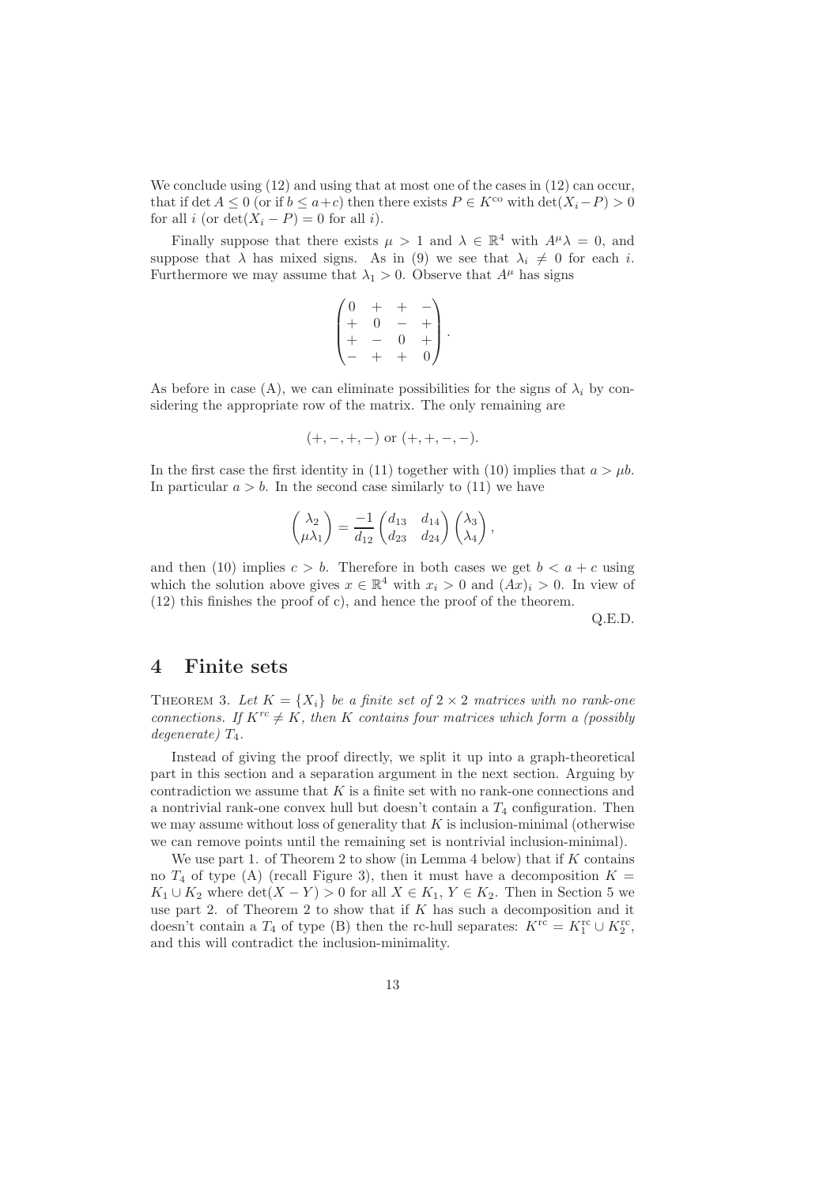We conclude using (12) and using that at most one of the cases in (12) can occur, that if $\det A \le 0$ (or if $b \le a+c$) then there exists $P \in K^{\rm co}$ with $\det(X_i - P) > 0$ for all $i$ (or $\det(X_i - P) = 0$ for all $i$).

Finally suppose that there exists $\mu > 1$ and $\lambda \in \mathbb{R}^4$ with $A^\mu \lambda = 0$, and suppose that $\lambda$ has mixed signs. As in (9) we see that $\lambda_i \neq 0$ for each $i$. Furthermore we may assume that $\lambda_1 > 0$. Observe that $A^\mu$ has signs

$$
\begin{pmatrix}
0 & + & + & - \\
+ & 0 & - & + \\
+ & - & 0 & + \\
- & + & + & 0
\end{pmatrix}.
$$

As before in case (A), we can eliminate possibilities for the signs of $\lambda_i$ by considering the appropriate row of the matrix. The only remaining are

$$
(+,-,+,-) \text{ or } (+,+,-,-).
$$

In the first case the first identity in (11) together with (10) implies that $a > \mu b$. In particular $a > b$. In the second case similarly to (11) we have

$$
\begin{pmatrix} \lambda_2 \\ \mu\lambda_1 \end{pmatrix} = \frac{-1}{d_{12}} \begin{pmatrix} d_{13} & d_{14} \\ d_{23} & d_{24} \end{pmatrix} \begin{pmatrix} \lambda_3 \\ \lambda_4 \end{pmatrix},
$$

and then (10) implies $c > b$. Therefore in both cases we get $b < a + c$ using which the solution above gives $x \in \mathbb{R}^4$ with $x_i > 0$ and $(Ax)_i > 0$. In view of (12) this finishes the proof of c), and hence the proof of the theorem.

Q.E.D.

# 4 Finite sets

THEOREM 3. *Let $K = \{X_i\}$ be a finite set of $2 \times 2$ matrices with no rank-one connections. If $K^{rc} \neq K$, then $K$ contains four matrices which form a (possibly degenerate) $T_4$.*

Instead of giving the proof directly, we split it up into a graph-theoretical part in this section and a separation argument in the next section. Arguing by contradiction we assume that $K$ is a finite set with no rank-one connections and a nontrivial rank-one convex hull but doesn't contain a $T_4$ configuration. Then we may assume without loss of generality that $K$ is inclusion-minimal (otherwise we can remove points until the remaining set is nontrivial inclusion-minimal).

We use part 1. of Theorem 2 to show (in Lemma 4 below) that if $K$ contains no $T_4$ of type (A) (recall Figure 3), then it must have a decomposition $K = K_1 \cup K_2$ where $\det(X - Y) > 0$ for all $X \in K_1$, $Y \in K_2$. Then in Section 5 we use part 2. of Theorem 2 to show that if $K$ has such a decomposition and it doesn't contain a $T_4$ of type (B) then the rc-hull separates: $K^{\rm rc} = K_1^{\rm rc} \cup K_2^{\rm rc}$, and this will contradict the inclusion-minimality.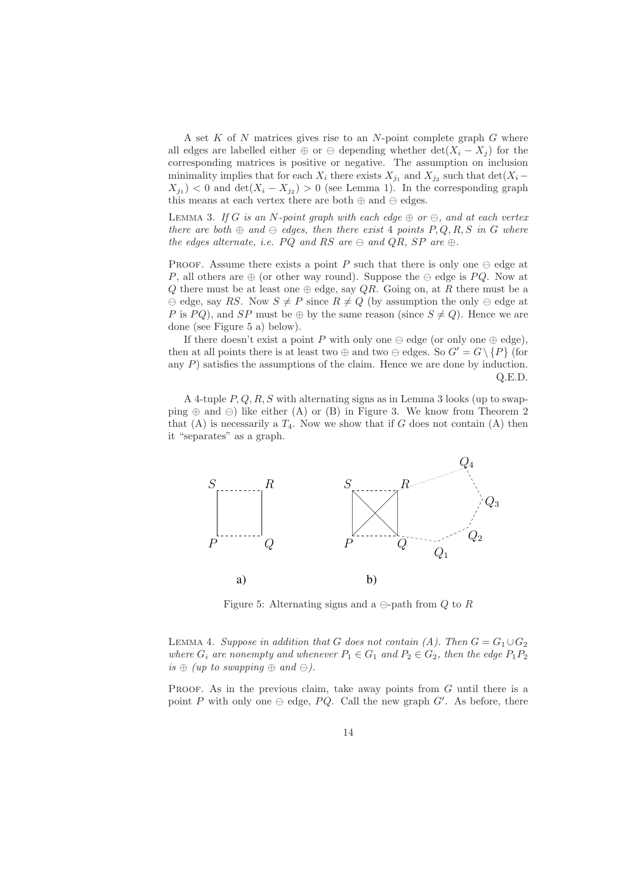A set $K$ of $N$ matrices gives rise to an $N$-point complete graph $G$ where all edges are labelled either $\oplus$ or $\ominus$ depending whether $\det(X_i - X_j)$ for the corresponding matrices is positive or negative. The assumption on inclusion minimality implies that for each $X_i$ there exists $X_{j_1}$ and $X_{j_2}$ such that $\det(X_i - X_{j_1}) < 0$ and $\det(X_i - X_{j_2}) > 0$ (see Lemma 1). In the corresponding graph this means at each vertex there are both $\oplus$ and $\ominus$ edges.

Lemma 3. *If $G$ is an $N$-point graph with each edge $\oplus$ or $\ominus$, and at each vertex there are both $\oplus$ and $\ominus$ edges, then there exist 4 points $P, Q, R, S$ in $G$ where the edges alternate, i.e. $PQ$ and $RS$ are $\ominus$ and $QR$, $SP$ are $\oplus$.*

Proof. Assume there exists a point $P$ such that there is only one $\ominus$ edge at $P$, all others are $\oplus$ (or other way round). Suppose the $\ominus$ edge is $PQ$. Now at $Q$ there must be at least one $\oplus$ edge, say $QR$. Going on, at $R$ there must be a $\ominus$ edge, say $RS$. Now $S \neq P$ since $R \neq Q$ (by assumption the only $\ominus$ edge at $P$ is $PQ$), and $SP$ must be $\oplus$ by the same reason (since $S \neq Q$). Hence we are done (see Figure 5 a) below).

If there doesn't exist a point $P$ with only one $\ominus$ edge (or only one $\oplus$ edge), then at all points there is at least two $\oplus$ and two $\ominus$ edges. So $G' = G \setminus \{P\}$ (for any $P$) satisfies the assumptions of the claim. Hence we are done by induction. Q.E.D.

A 4-tuple $P, Q, R, S$ with alternating signs as in Lemma 3 looks (up to swapping $\oplus$ and $\ominus$) like either (A) or (B) in Figure 3. We know from Theorem 2 that (A) is necessarily a $T_4$. Now we show that if $G$ does not contain (A) then it "separates" as a graph.

Figure 5: Alternating signs and a $\ominus$-path from $Q$ to $R$

Lemma 4. *Suppose in addition that $G$ does not contain (A). Then $G = G_1 \cup G_2$ where $G_i$ are nonempty and whenever $P_1 \in G_1$ and $P_2 \in G_2$, then the edge $P_1P_2$ is $\oplus$ (up to swapping $\oplus$ and $\ominus$).*

Proof. As in the previous claim, take away points from $G$ until there is a point $P$ with only one $\ominus$ edge, $PQ$. Call the new graph $G'$. As before, there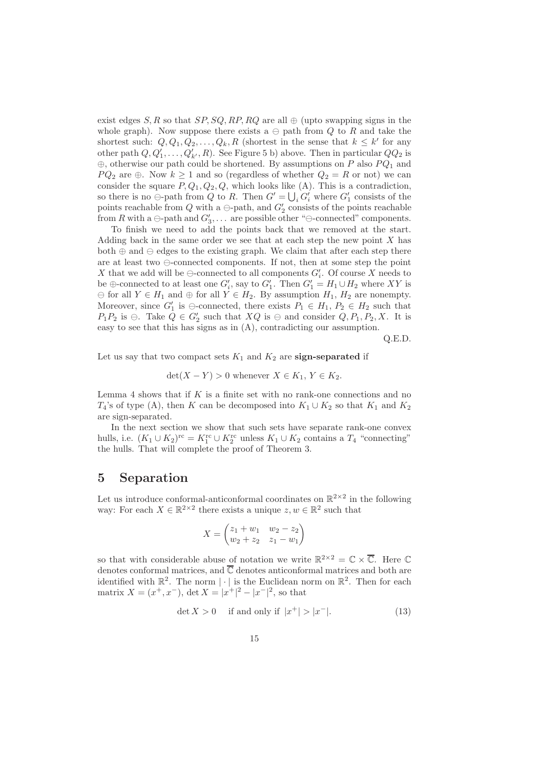exist edges $S, R$ so that $SP, SQ, RP, RQ$ are all $\oplus$ (upto swapping signs in the whole graph). Now suppose there exists a $\ominus$ path from $Q$ to $R$ and take the shortest such: $Q, Q_1, Q_2, \ldots, Q_k, R$ (shortest in the sense that $k \leq k'$ for any other path $Q, Q_1', \ldots, Q_{k'}', R$). See Figure 5 b) above. Then in particular $QQ_2$ is $\oplus$, otherwise our path could be shortened. By assumptions on $P$ also $PQ_1$ and $PQ_2$ are $\oplus$. Now $k \geq 1$ and so (regardless of whether $Q_2 = R$ or not) we can consider the square $P, Q_1, Q_2, Q$, which looks like (A). This is a contradiction, so there is no $\ominus$-path from $Q$ to $R$. Then $G' = \bigcup_i G_i'$ where $G_1'$ consists of the points reachable from $Q$ with a $\ominus$-path, and $G_2'$ consists of the points reachable from $R$ with a $\ominus$-path and $G_3', \ldots$ are possible other "$\ominus$-connected" components.

To finish we need to add the points back that we removed at the start. Adding back in the same order we see that at each step the new point $X$ has both $\oplus$ and $\ominus$ edges to the existing graph. We claim that after each step there are at least two $\ominus$-connected components. If not, then at some step the point $X$ that we add will be $\ominus$-connected to all components $G_i'$. Of course $X$ needs to be $\oplus$-connected to at least one $G_i'$, say to $G_1'$. Then $G_1' = H_1 \cup H_2$ where $XY$ is $\ominus$ for all $Y \in H_1$ and $\oplus$ for all $Y \in H_2$. By assumption $H_1$, $H_2$ are nonempty. Moreover, since $G_1'$ is $\ominus$-connected, there exists $P_1 \in H_1$, $P_2 \in H_2$ such that $P_1P_2$ is $\ominus$. Take $Q \in G_2'$ such that $XQ$ is $\ominus$ and consider $Q, P_1, P_2, X$. It is easy to see that this has signs as in (A), contradicting our assumption.

Q.E.D.

Let us say that two compact sets $K_1$ and $K_2$ are **sign-separated** if

$$\det(X - Y) > 0 \text{ whenever } X \in K_1,\, Y \in K_2.$$

Lemma 4 shows that if $K$ is a finite set with no rank-one connections and no $T_4$'s of type (A), then $K$ can be decomposed into $K_1 \cup K_2$ so that $K_1$ and $K_2$ are sign-separated.

In the next section we show that such sets have separate rank-one convex hulls, i.e. $(K_1 \cup K_2)^{\mathrm{rc}} = K_1^{\mathrm{rc}} \cup K_2^{\mathrm{rc}}$ unless $K_1 \cup K_2$ contains a $T_4$ "connecting" the hulls. That will complete the proof of Theorem 3.

# 5 Separation

Let us introduce conformal-anticonformal coordinates on $\mathbb{R}^{2\times 2}$ in the following way: For each $X \in \mathbb{R}^{2\times 2}$ there exists a unique $z, w \in \mathbb{R}^2$ such that

$$X = \begin{pmatrix} z_1 + w_1 & w_2 - z_2 \\ w_2 + z_2 & z_1 - w_1 \end{pmatrix}$$

so that with considerable abuse of notation we write $\mathbb{R}^{2\times 2} = \mathbb{C} \times \overline{\mathbb{C}}$. Here $\mathbb{C}$ denotes conformal matrices, and $\overline{\mathbb{C}}$ denotes anticonformal matrices and both are identified with $\mathbb{R}^2$. The norm $|\cdot|$ is the Euclidean norm on $\mathbb{R}^2$. Then for each matrix $X = (x^+, x^-)$, $\det X = |x^+|^2 - |x^-|^2$, so that

$$\det X > 0 \quad \text{if and only if } |x^+| > |x^-|. \tag{13}$$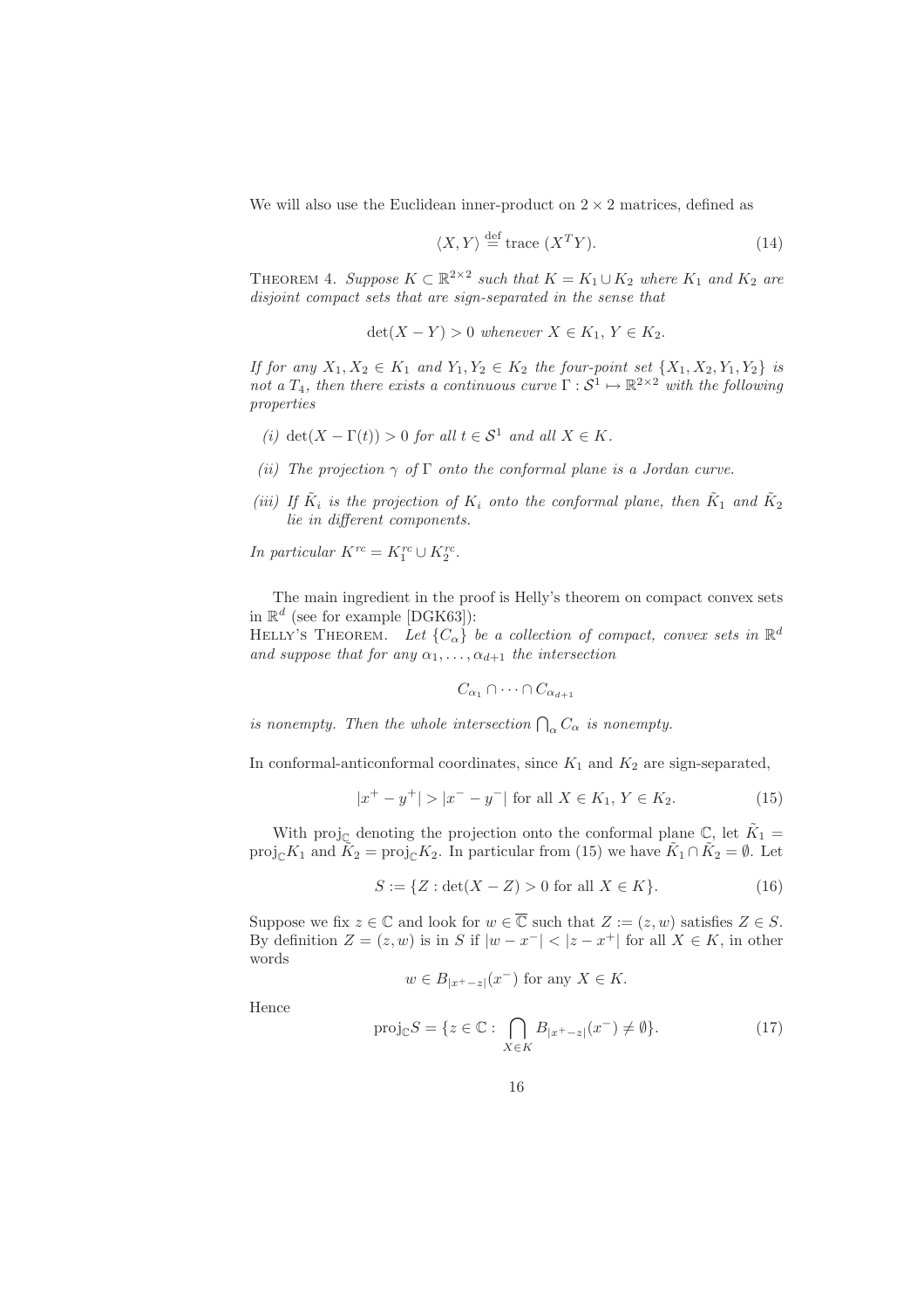We will also use the Euclidean inner-product on $2 \times 2$ matrices, defined as

$$\langle X, Y \rangle \stackrel{\text{def}}{=} \text{trace } (X^T Y). \tag{14}$$

THEOREM 4. *Suppose $K \subset \mathbb{R}^{2\times 2}$ such that $K = K_1 \cup K_2$ where $K_1$ and $K_2$ are disjoint compact sets that are sign-separated in the sense that*

$$\det(X - Y) > 0 \text{ whenever } X \in K_1,\, Y \in K_2.$$

*If for any $X_1, X_2 \in K_1$ and $Y_1, Y_2 \in K_2$ the four-point set $\{X_1, X_2, Y_1, Y_2\}$ is not a $T_4$, then there exists a continuous curve $\Gamma : \mathcal{S}^1 \mapsto \mathbb{R}^{2\times 2}$ with the following properties*

- *(i)* $\det(X - \Gamma(t)) > 0$ *for all $t \in \mathcal{S}^1$ and all $X \in K$.*
- *(ii) The projection $\gamma$ of $\Gamma$ onto the conformal plane is a Jordan curve.*
- *(iii) If $\tilde{K}_i$ is the projection of $K_i$ onto the conformal plane, then $\tilde{K}_1$ and $\tilde{K}_2$ lie in different components.*

*In particular $K^{rc} = K_1^{rc} \cup K_2^{rc}$.*

The main ingredient in the proof is Helly's theorem on compact convex sets in $\mathbb{R}^d$ (see for example [DGK63]):
HELLY'S THEOREM. *Let $\{C_\alpha\}$ be a collection of compact, convex sets in $\mathbb{R}^d$ and suppose that for any $\alpha_1, \ldots, \alpha_{d+1}$ the intersection*

$$C_{\alpha_1} \cap \cdots \cap C_{\alpha_{d+1}}$$

*is nonempty. Then the whole intersection $\bigcap_\alpha C_\alpha$ is nonempty.*

In conformal-anticonformal coordinates, since $K_1$ and $K_2$ are sign-separated,

$$|x^+ - y^+| > |x^- - y^-| \text{ for all } X \in K_1,\, Y \in K_2. \tag{15}$$

With $\text{proj}_{\mathbb{C}}$ denoting the projection onto the conformal plane $\mathbb{C}$, let $\tilde{K}_1 = \text{proj}_{\mathbb{C}} K_1$ and $\tilde{K}_2 = \text{proj}_{\mathbb{C}} K_2$. In particular from (15) we have $\tilde{K}_1 \cap \tilde{K}_2 = \emptyset$. Let

$$S := \{Z : \det(X - Z) > 0 \text{ for all } X \in K\}. \tag{16}$$

Suppose we fix $z \in \mathbb{C}$ and look for $w \in \overline{\mathbb{C}}$ such that $Z := (z, w)$ satisfies $Z \in S$. By definition $Z = (z, w)$ is in $S$ if $|w - x^-| < |z - x^+|$ for all $X \in K$, in other words

$$w \in B_{|x^+ - z|}(x^-) \text{ for any } X \in K.$$

Hence

$$\text{proj}_{\mathbb{C}} S = \{z \in \mathbb{C} : \bigcap_{X \in K} B_{|x^+ - z|}(x^-) \neq \emptyset\}. \tag{17}$$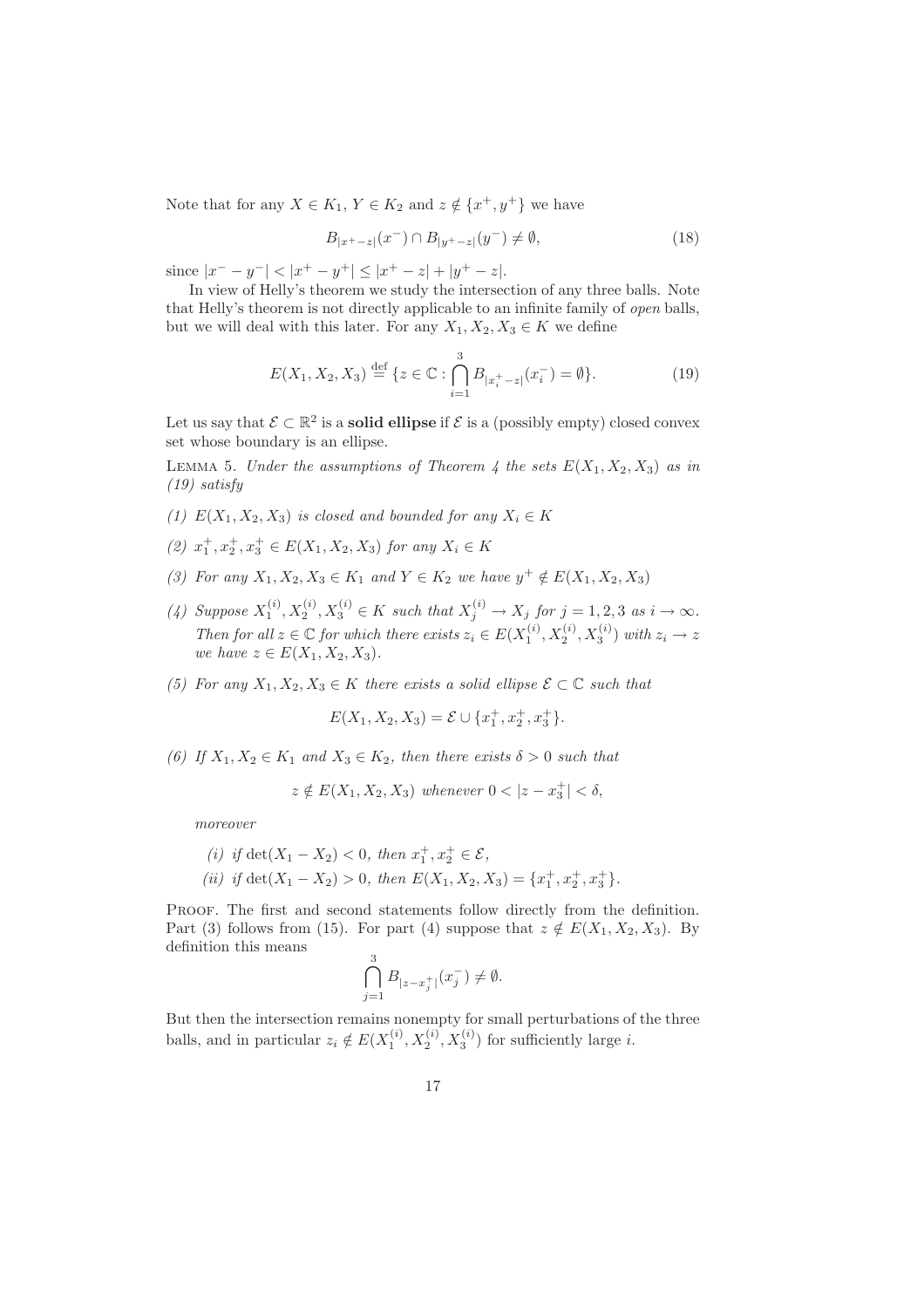Note that for any $X \in K_1$, $Y \in K_2$ and $z \notin \{x^+, y^+\}$ we have

$$B_{|x^+ - z|}(x^-) \cap B_{|y^+ - z|}(y^-) \neq \emptyset, \tag{18}$$

since $|x^- - y^-| < |x^+ - y^+| \leq |x^+ - z| + |y^+ - z|$.

In view of Helly's theorem we study the intersection of any three balls. Note that Helly's theorem is not directly applicable to an infinite family of *open* balls, but we will deal with this later. For any $X_1, X_2, X_3 \in K$ we define

$$E(X_1, X_2, X_3) \stackrel{\text{def}}{=} \{z \in \mathbb{C} : \bigcap_{i=1}^{3} B_{|x_i^+ - z|}(x_i^-) = \emptyset\}. \tag{19}$$

Let us say that $\mathcal{E} \subset \mathbb{R}^2$ is a **solid ellipse** if $\mathcal{E}$ is a (possibly empty) closed convex set whose boundary is an ellipse.

Lemma 5. *Under the assumptions of Theorem 4 the sets $E(X_1, X_2, X_3)$ as in (19) satisfy*

*(1) $E(X_1, X_2, X_3)$ is closed and bounded for any $X_i \in K$*

*(2) $x_1^+, x_2^+, x_3^+ \in E(X_1, X_2, X_3)$ for any $X_i \in K$*

*(3) For any $X_1, X_2, X_3 \in K_1$ and $Y \in K_2$ we have $y^+ \notin E(X_1, X_2, X_3)$*

*(4) Suppose $X_1^{(i)}, X_2^{(i)}, X_3^{(i)} \in K$ such that $X_j^{(i)} \to X_j$ for $j = 1, 2, 3$ as $i \to \infty$. Then for all $z \in \mathbb{C}$ for which there exists $z_i \in E(X_1^{(i)}, X_2^{(i)}, X_3^{(i)})$ with $z_i \to z$ we have $z \in E(X_1, X_2, X_3)$.*

*(5) For any $X_1, X_2, X_3 \in K$ there exists a solid ellipse $\mathcal{E} \subset \mathbb{C}$ such that*

$$E(X_1, X_2, X_3) = \mathcal{E} \cup \{x_1^+, x_2^+, x_3^+\}.$$

*(6) If $X_1, X_2 \in K_1$ and $X_3 \in K_2$, then there exists $\delta > 0$ such that*

$$z \notin E(X_1, X_2, X_3) \text{ whenever } 0 < |z - x_3^+| < \delta,$$

*moreover*

*(i) if $\det(X_1 - X_2) < 0$, then $x_1^+, x_2^+ \in \mathcal{E}$,*

*(ii) if $\det(X_1 - X_2) > 0$, then $E(X_1, X_2, X_3) = \{x_1^+, x_2^+, x_3^+\}$.*

Proof. The first and second statements follow directly from the definition. Part (3) follows from (15). For part (4) suppose that $z \notin E(X_1, X_2, X_3)$. By definition this means

$$\bigcap_{j=1}^{3} B_{|z - x_j^+|}(x_j^-) \neq \emptyset.$$

But then the intersection remains nonempty for small perturbations of the three balls, and in particular $z_i \notin E(X_1^{(i)}, X_2^{(i)}, X_3^{(i)})$ for sufficiently large $i$.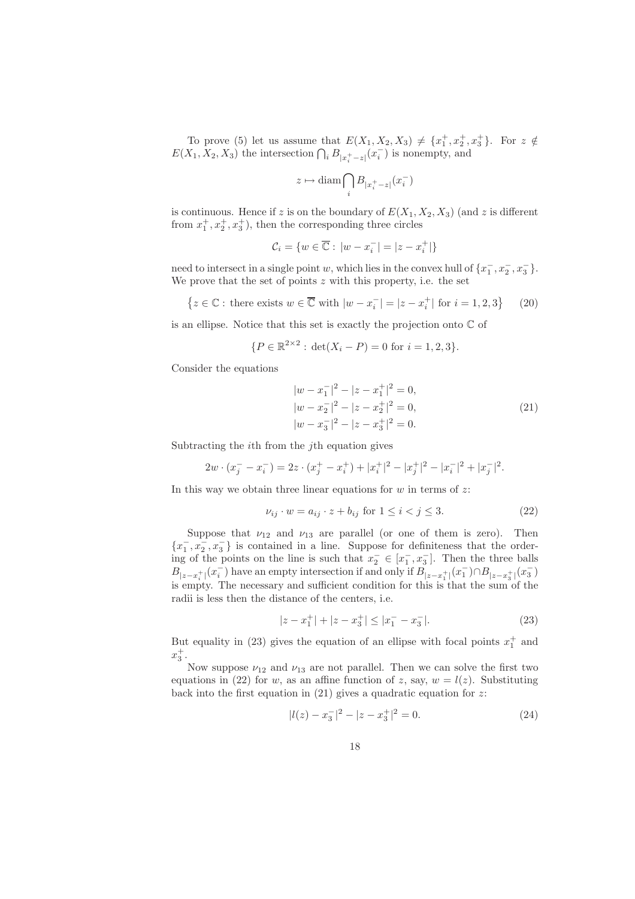To prove (5) let us assume that $E(X_1, X_2, X_3) \neq \{x_1^+, x_2^+, x_3^+\}$. For $z \notin E(X_1, X_2, X_3)$ the intersection $\bigcap_i B_{|x_i^+ - z|}(x_i^-)$ is nonempty, and

$$z \mapsto \operatorname{diam} \bigcap_i B_{|x_i^+ - z|}(x_i^-)$$

is continuous. Hence if $z$ is on the boundary of $E(X_1, X_2, X_3)$ (and $z$ is different from $x_1^+, x_2^+, x_3^+$), then the corresponding three circles

$$\mathcal{C}_i = \{w \in \overline{\mathbb{C}} : |w - x_i^-| = |z - x_i^+|\}$$

need to intersect in a single point $w$, which lies in the convex hull of $\{x_1^-, x_2^-, x_3^-\}$. We prove that the set of points $z$ with this property, i.e. the set

$$\left\{z \in \mathbb{C} : \text{there exists } w \in \overline{\mathbb{C}} \text{ with } |w - x_i^-| = |z - x_i^+| \text{ for } i = 1, 2, 3\right\} \tag{20}$$

is an ellipse. Notice that this set is exactly the projection onto $\mathbb{C}$ of

$$\{P \in \mathbb{R}^{2\times 2} : \det(X_i - P) = 0 \text{ for } i = 1, 2, 3\}.$$

Consider the equations

$$\begin{aligned} |w - x_1^-|^2 - |z - x_1^+|^2 &= 0, \\ |w - x_2^-|^2 - |z - x_2^+|^2 &= 0, \\ |w - x_3^-|^2 - |z - x_3^+|^2 &= 0. \end{aligned} \tag{21}$$

Subtracting the $i$th from the $j$th equation gives

$$2w \cdot (x_j^- - x_i^-) = 2z \cdot (x_j^+ - x_i^+) + |x_i^+|^2 - |x_j^+|^2 - |x_i^-|^2 + |x_j^-|^2.$$

In this way we obtain three linear equations for $w$ in terms of $z$:

$$\nu_{ij} \cdot w = a_{ij} \cdot z + b_{ij} \text{ for } 1 \leq i < j \leq 3. \tag{22}$$

Suppose that $\nu_{12}$ and $\nu_{13}$ are parallel (or one of them is zero). Then $\{x_1^-, x_2^-, x_3^-\}$ is contained in a line. Suppose for definiteness that the ordering of the points on the line is such that $x_2^- \in [x_1^-, x_3^-]$. Then the three balls $B_{|z - x_i^+|}(x_i^-)$ have an empty intersection if and only if $B_{|z-x_1^+|}(x_1^-) \cap B_{|z-x_3^+|}(x_3^-)$ is empty. The necessary and sufficient condition for this is that the sum of the radii is less then the distance of the centers, i.e.

$$|z - x_1^+| + |z - x_3^+| \leq |x_1^- - x_3^-|. \tag{23}$$

But equality in (23) gives the equation of an ellipse with focal points $x_1^+$ and $x_3^+$.

Now suppose $\nu_{12}$ and $\nu_{13}$ are not parallel. Then we can solve the first two equations in (22) for $w$, as an affine function of $z$, say, $w = l(z)$. Substituting back into the first equation in (21) gives a quadratic equation for $z$:

$$|l(z) - x_3^-|^2 - |z - x_3^+|^2 = 0. \tag{24}$$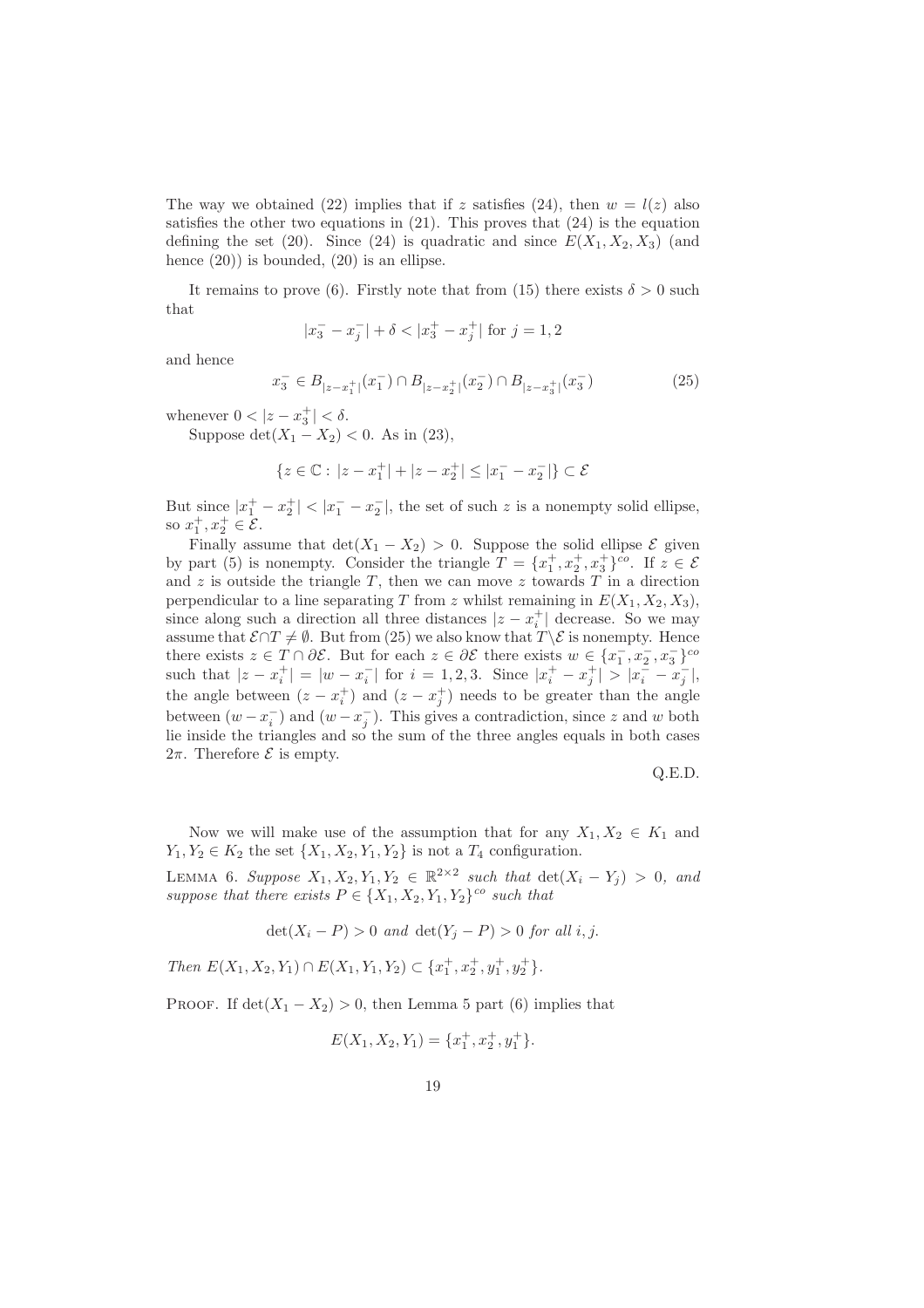The way we obtained (22) implies that if $z$ satisfies (24), then $w = l(z)$ also satisfies the other two equations in (21). This proves that (24) is the equation defining the set (20). Since (24) is quadratic and since $E(X_1, X_2, X_3)$ (and hence (20)) is bounded, (20) is an ellipse.

It remains to prove (6). Firstly note that from (15) there exists $\delta > 0$ such that

$$|x_3^- - x_j^-| + \delta < |x_3^+ - x_j^+| \text{ for } j = 1, 2$$

and hence

$$x_3^- \in B_{|z-x_1^+|}(x_1^-) \cap B_{|z-x_2^+|}(x_2^-) \cap B_{|z-x_3^+|}(x_3^-) \tag{25}$$

whenever $0 < |z - x_3^+| < \delta$.

Suppose $\det(X_1 - X_2) < 0$. As in (23),

$$\{z \in \mathbb{C} : |z - x_1^+| + |z - x_2^+| \le |x_1^- - x_2^-|\} \subset \mathcal{E}$$

But since $|x_1^+ - x_2^+| < |x_1^- - x_2^-|$, the set of such $z$ is a nonempty solid ellipse, so $x_1^+, x_2^+ \in \mathcal{E}$.

Finally assume that $\det(X_1 - X_2) > 0$. Suppose the solid ellipse $\mathcal{E}$ given by part (5) is nonempty. Consider the triangle $T = \{x_1^+, x_2^+, x_3^+\}^{co}$. If $z \in \mathcal{E}$ and $z$ is outside the triangle $T$, then we can move $z$ towards $T$ in a direction perpendicular to a line separating $T$ from $z$ whilst remaining in $E(X_1, X_2, X_3)$, since along such a direction all three distances $|z - x_i^+|$ decrease. So we may assume that $\mathcal{E} \cap T \neq \emptyset$. But from (25) we also know that $T \backslash \mathcal{E}$ is nonempty. Hence there exists $z \in T \cap \partial\mathcal{E}$. But for each $z \in \partial\mathcal{E}$ there exists $w \in \{x_1^-, x_2^-, x_3^-\}^{co}$ such that $|z - x_i^+| = |w - x_i^-|$ for $i = 1, 2, 3$. Since $|x_i^+ - x_j^+| > |x_i^- - x_j^-|$, the angle between $(z - x_i^+)$ and $(z - x_j^+)$ needs to be greater than the angle between $(w - x_i^-)$ and $(w - x_j^-)$. This gives a contradiction, since $z$ and $w$ both lie inside the triangles and so the sum of the three angles equals in both cases $2\pi$. Therefore $\mathcal{E}$ is empty.

Q.E.D.

Now we will make use of the assumption that for any $X_1, X_2 \in K_1$ and $Y_1, Y_2 \in K_2$ the set $\{X_1, X_2, Y_1, Y_2\}$ is not a $T_4$ configuration.

Lemma 6. *Suppose $X_1, X_2, Y_1, Y_2 \in \mathbb{R}^{2\times 2}$ such that $\det(X_i - Y_j) > 0$, and suppose that there exists $P \in \{X_1, X_2, Y_1, Y_2\}^{co}$ such that*

$$\det(X_i - P) > 0 \text{ and } \det(Y_j - P) > 0 \text{ for all } i, j.$$

*Then $E(X_1, X_2, Y_1) \cap E(X_1, Y_1, Y_2) \subset \{x_1^+, x_2^+, y_1^+, y_2^+\}$.*

Proof. If $\det(X_1 - X_2) > 0$, then Lemma 5 part (6) implies that

$$E(X_1, X_2, Y_1) = \{x_1^+, x_2^+, y_1^+\}.$$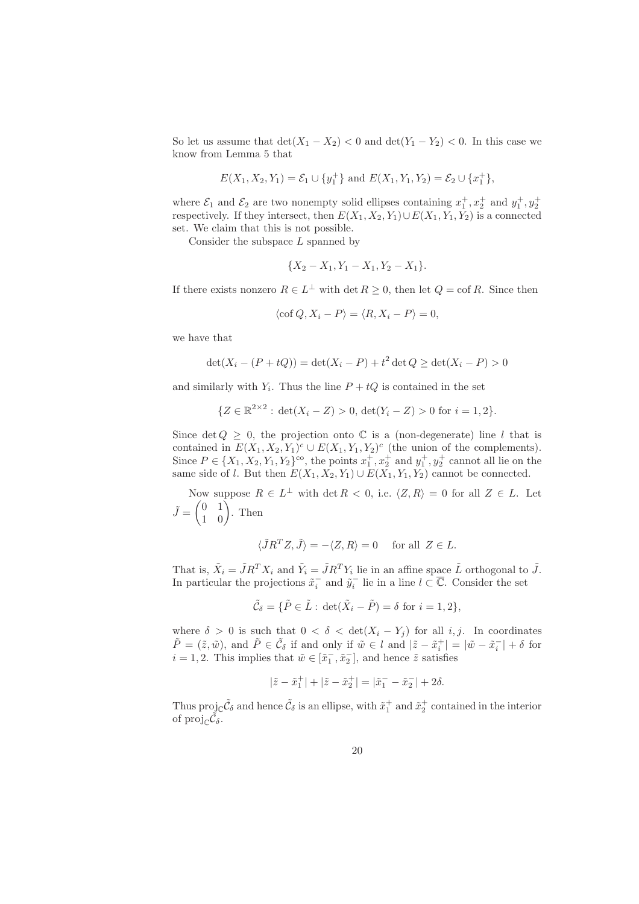So let us assume that $\det(X_1 - X_2) < 0$ and $\det(Y_1 - Y_2) < 0$. In this case we know from Lemma 5 that

$$E(X_1, X_2, Y_1) = \mathcal{E}_1 \cup \{y_1^+\} \text{ and } E(X_1, Y_1, Y_2) = \mathcal{E}_2 \cup \{x_1^+\},$$

where $\mathcal{E}_1$ and $\mathcal{E}_2$ are two nonempty solid ellipses containing $x_1^+, x_2^+$ and $y_1^+, y_2^+$ respectively. If they intersect, then $E(X_1, X_2, Y_1) \cup E(X_1, Y_1, Y_2)$ is a connected set. We claim that this is not possible.

Consider the subspace $L$ spanned by

$$\{X_2 - X_1, Y_1 - X_1, Y_2 - X_1\}.$$

If there exists nonzero $R \in L^\perp$ with $\det R \geq 0$, then let $Q = \operatorname{cof} R$. Since then

$$\langle \operatorname{cof} Q, X_i - P \rangle = \langle R, X_i - P \rangle = 0,$$

we have that

$$\det(X_i - (P + tQ)) = \det(X_i - P) + t^2 \det Q \geq \det(X_i - P) > 0$$

and similarly with $Y_i$. Thus the line $P + tQ$ is contained in the set

$$\{Z \in \mathbb{R}^{2\times 2} : \det(X_i - Z) > 0, \det(Y_i - Z) > 0 \text{ for } i = 1, 2\}.$$

Since $\det Q \geq 0$, the projection onto $\mathbb{C}$ is a (non-degenerate) line $l$ that is contained in $E(X_1, X_2, Y_1)^c \cup E(X_1, Y_1, Y_2)^c$ (the union of the complements). Since $P \in \{X_1, X_2, Y_1, Y_2\}^{co}$, the points $x_1^+, x_2^+$ and $y_1^+, y_2^+$ cannot all lie on the same side of $l$. But then $E(X_1, X_2, Y_1) \cup E(X_1, Y_1, Y_2)$ cannot be connected.

Now suppose $R \in L^\perp$ with $\det R < 0$, i.e. $\langle Z, R \rangle = 0$ for all $Z \in L$. Let $\tilde{J} = \begin{pmatrix} 0 & 1 \\ 1 & 0 \end{pmatrix}$. Then

$$\langle \tilde{J} R^T Z, \tilde{J} \rangle = -\langle Z, R \rangle = 0 \quad \text{ for all } Z \in L.$$

That is, $\tilde{X}_i = \tilde{J} R^T X_i$ and $\tilde{Y}_i = \tilde{J} R^T Y_i$ lie in an affine space $\tilde{L}$ orthogonal to $\tilde{J}$. In particular the projections $\tilde{x}_i^-$ and $\tilde{y}_i^-$ lie in a line $l \subset \overline{\mathbb{C}}$. Consider the set

$$\tilde{\mathcal{C}}_\delta = \{\tilde{P} \in \tilde{L} : \det(\tilde{X}_i - \tilde{P}) = \delta \text{ for } i = 1, 2\},$$

where $\delta > 0$ is such that $0 < \delta < \det(X_i - Y_j)$ for all $i, j$. In coordinates $\tilde{P} = (\tilde{z}, \tilde{w})$, and $\tilde{P} \in \tilde{\mathcal{C}}_\delta$ if and only if $\tilde{w} \in l$ and $|\tilde{z} - \tilde{x}_i^+| = |\tilde{w} - \tilde{x}_i^-| + \delta$ for $i = 1, 2$. This implies that $\tilde{w} \in [\tilde{x}_1^-, \tilde{x}_2^-]$, and hence $\tilde{z}$ satisfies

$$|\tilde{z} - \tilde{x}_1^+| + |\tilde{z} - \tilde{x}_2^+| = |\tilde{x}_1^- - \tilde{x}_2^-| + 2\delta.$$

Thus $\operatorname{proj}_{\mathbb{C}} \tilde{\mathcal{C}}_\delta$ and hence $\tilde{\mathcal{C}}_\delta$ is an ellipse, with $\tilde{x}_1^+$ and $\tilde{x}_2^+$ contained in the interior of $\operatorname{proj}_{\mathbb{C}} \tilde{\mathcal{C}}_\delta$.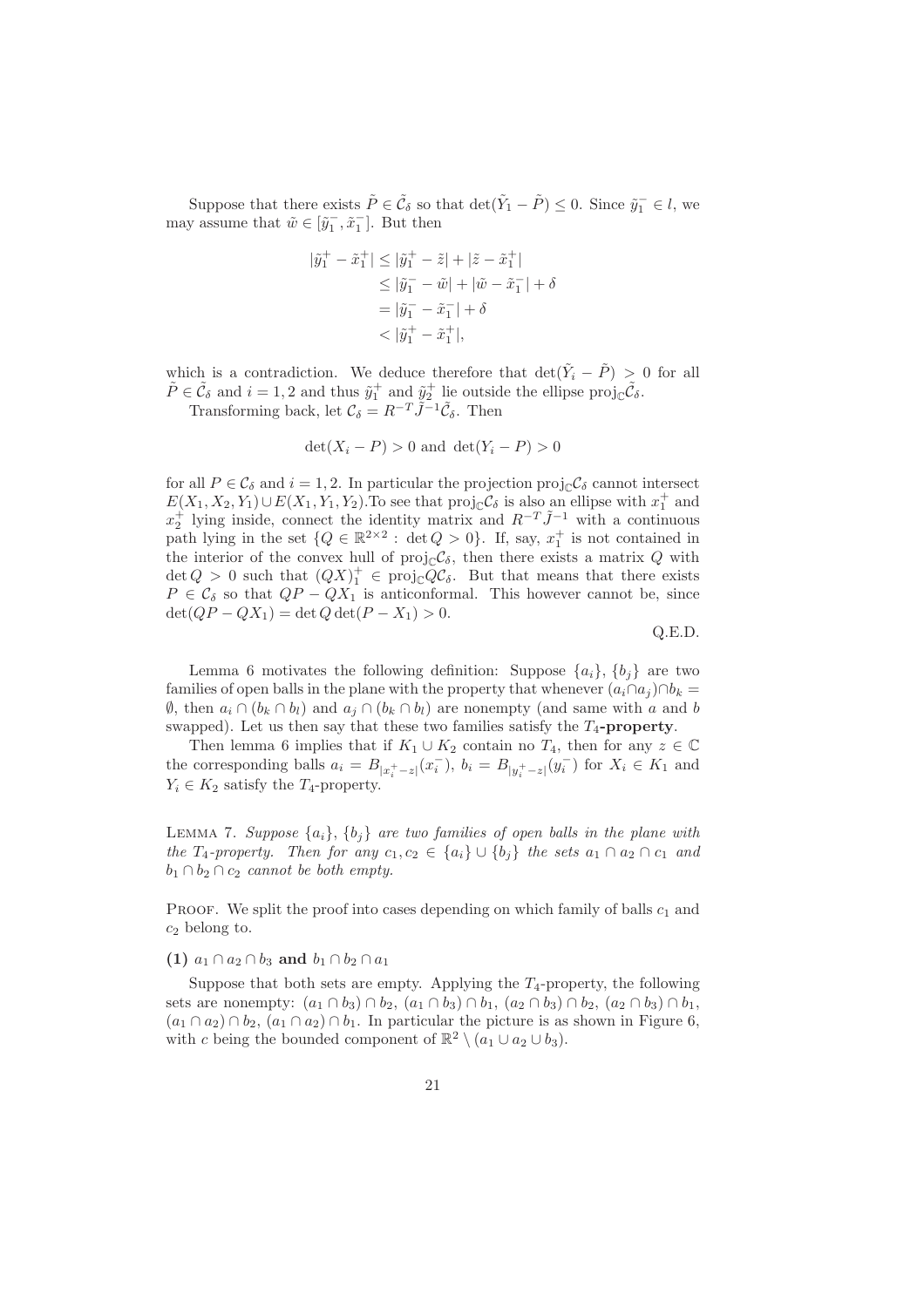Suppose that there exists $\tilde{P} \in \tilde{\mathcal{C}}_\delta$ so that $\det(\tilde{Y}_1 - \tilde{P}) \leq 0$. Since $\tilde{y}_1^- \in l$, we may assume that $\tilde{w} \in [\tilde{y}_1^-, \tilde{x}_1^-]$. But then

$$
\begin{aligned}
|\tilde{y}_1^+ - \tilde{x}_1^+| &\leq |\tilde{y}_1^+ - \tilde{z}| + |\tilde{z} - \tilde{x}_1^+| \\
&\leq |\tilde{y}_1^- - \tilde{w}| + |\tilde{w} - \tilde{x}_1^-| + \delta \\
&= |\tilde{y}_1^- - \tilde{x}_1^-| + \delta \\
&< |\tilde{y}_1^+ - \tilde{x}_1^+|,
\end{aligned}
$$

which is a contradiction. We deduce therefore that $\det(\tilde{Y}_i - \tilde{P}) > 0$ for all $\tilde{P} \in \tilde{\mathcal{C}}_\delta$ and $i = 1, 2$ and thus $\tilde{y}_1^+$ and $\tilde{y}_2^+$ lie outside the ellipse $\mathrm{proj}_{\mathbb{C}} \tilde{\mathcal{C}}_\delta$.

Transforming back, let $\mathcal{C}_\delta = R^{-T} \tilde{J}^{-1} \tilde{\mathcal{C}}_\delta$. Then

$$
\det(X_i - P) > 0 \text{ and } \det(Y_i - P) > 0
$$

for all $P \in \mathcal{C}_\delta$ and $i = 1, 2$. In particular the projection $\mathrm{proj}_{\mathbb{C}} \mathcal{C}_\delta$ cannot intersect $E(X_1, X_2, Y_1) \cup E(X_1, Y_1, Y_2)$.To see that $\mathrm{proj}_{\mathbb{C}} \mathcal{C}_\delta$ is also an ellipse with $x_1^+$ and $x_2^+$ lying inside, connect the identity matrix and $R^{-T} \tilde{J}^{-1}$ with a continuous path lying in the set $\{Q \in \mathbb{R}^{2\times 2} : \det Q > 0\}$. If, say, $x_1^+$ is not contained in the interior of the convex hull of $\mathrm{proj}_{\mathbb{C}} \mathcal{C}_\delta$, then there exists a matrix $Q$ with $\det Q > 0$ such that $(QX)_1^+ \in \mathrm{proj}_{\mathbb{C}} Q\mathcal{C}_\delta$. But that means that there exists $P \in \mathcal{C}_\delta$ so that $QP - QX_1$ is anticonformal. This however cannot be, since $\det(QP - QX_1) = \det Q \det(P - X_1) > 0$.

Q.E.D.

Lemma 6 motivates the following definition: Suppose $\{a_i\}$, $\{b_j\}$ are two families of open balls in the plane with the property that whenever $(a_i \cap a_j) \cap b_k = \emptyset$, then $a_i \cap (b_k \cap b_l)$ and $a_j \cap (b_k \cap b_l)$ are nonempty (and same with $a$ and $b$ swapped). Let us then say that these two families satisfy the **$T_4$-property**.

Then lemma 6 implies that if $K_1 \cup K_2$ contain no $T_4$, then for any $z \in \mathbb{C}$ the corresponding balls $a_i = B_{|x_i^+ - z|}(x_i^-)$, $b_i = B_{|y_i^+ - z|}(y_i^-)$ for $X_i \in K_1$ and $Y_i \in K_2$ satisfy the $T_4$-property.

Lemma 7. *Suppose $\{a_i\}$, $\{b_j\}$ are two families of open balls in the plane with the $T_4$-property. Then for any $c_1, c_2 \in \{a_i\} \cup \{b_j\}$ the sets $a_1 \cap a_2 \cap c_1$ and $b_1 \cap b_2 \cap c_2$ cannot be both empty.*

Proof. We split the proof into cases depending on which family of balls $c_1$ and $c_2$ belong to.

**(1) $a_1 \cap a_2 \cap b_3$ and $b_1 \cap b_2 \cap a_1$**

Suppose that both sets are empty. Applying the $T_4$-property, the following sets are nonempty: $(a_1 \cap b_3) \cap b_2$, $(a_1 \cap b_3) \cap b_1$, $(a_2 \cap b_3) \cap b_2$, $(a_2 \cap b_3) \cap b_1$, $(a_1 \cap a_2) \cap b_2$, $(a_1 \cap a_2) \cap b_1$. In particular the picture is as shown in Figure 6, with $c$ being the bounded component of $\mathbb{R}^2 \setminus (a_1 \cup a_2 \cup b_3)$.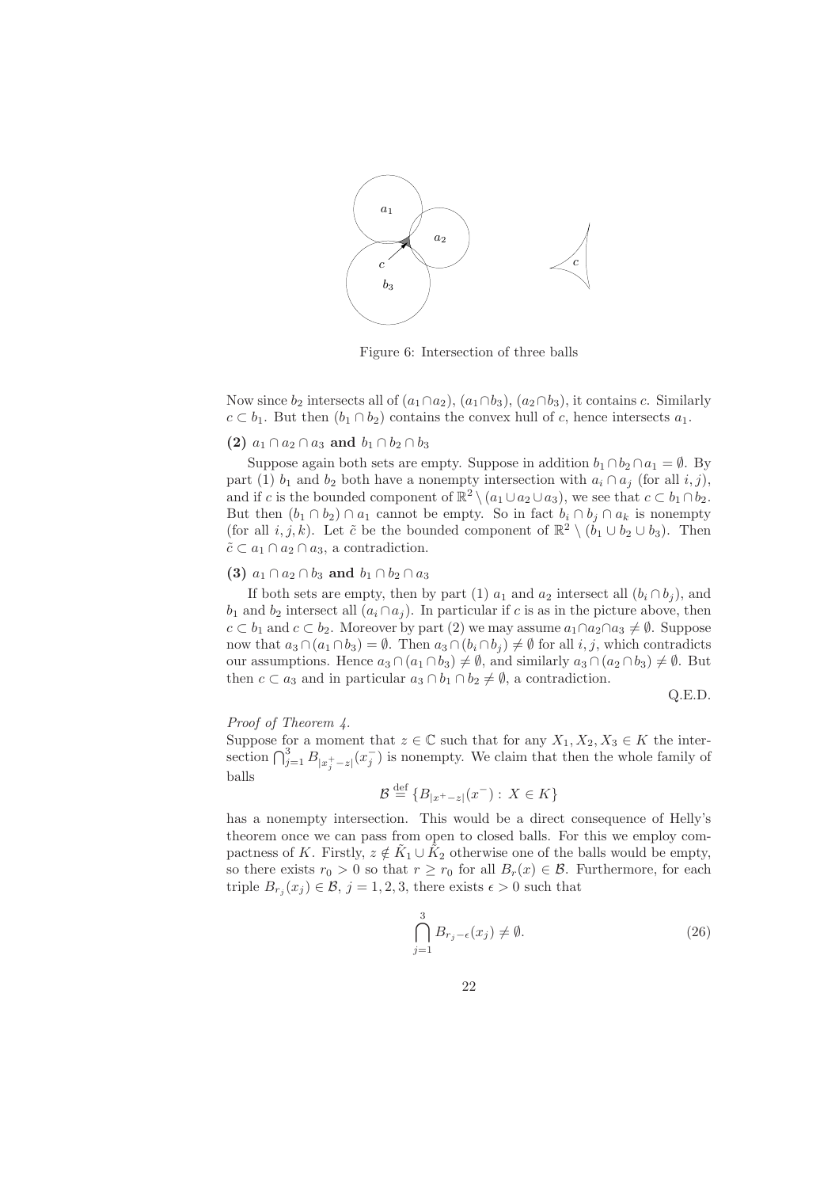Figure 6: Intersection of three balls

Now since $b_2$ intersects all of $(a_1 \cap a_2)$, $(a_1 \cap b_3)$, $(a_2 \cap b_3)$, it contains $c$. Similarly $c \subset b_1$. But then $(b_1 \cap b_2)$ contains the convex hull of $c$, hence intersects $a_1$.

**(2)** $a_1 \cap a_2 \cap a_3$ **and** $b_1 \cap b_2 \cap b_3$

Suppose again both sets are empty. Suppose in addition $b_1 \cap b_2 \cap a_1 = \emptyset$. By part (1) $b_1$ and $b_2$ both have a nonempty intersection with $a_i \cap a_j$ (for all $i, j$), and if $c$ is the bounded component of $\mathbb{R}^2 \setminus (a_1 \cup a_2 \cup a_3)$, we see that $c \subset b_1 \cap b_2$. But then $(b_1 \cap b_2) \cap a_1$ cannot be empty. So in fact $b_i \cap b_j \cap a_k$ is nonempty (for all $i, j, k$). Let $\tilde{c}$ be the bounded component of $\mathbb{R}^2 \setminus (b_1 \cup b_2 \cup b_3)$. Then $\tilde{c} \subset a_1 \cap a_2 \cap a_3$, a contradiction.

**(3)** $a_1 \cap a_2 \cap b_3$ **and** $b_1 \cap b_2 \cap a_3$

If both sets are empty, then by part (1) $a_1$ and $a_2$ intersect all $(b_i \cap b_j)$, and $b_1$ and $b_2$ intersect all $(a_i \cap a_j)$. In particular if $c$ is as in the picture above, then $c \subset b_1$ and $c \subset b_2$. Moreover by part (2) we may assume $a_1 \cap a_2 \cap a_3 \neq \emptyset$. Suppose now that $a_3 \cap (a_1 \cap b_3) = \emptyset$. Then $a_3 \cap (b_i \cap b_j) \neq \emptyset$ for all $i, j$, which contradicts our assumptions. Hence $a_3 \cap (a_1 \cap b_3) \neq \emptyset$, and similarly $a_3 \cap (a_2 \cap b_3) \neq \emptyset$. But then $c \subset a_3$ and in particular $a_3 \cap b_1 \cap b_2 \neq \emptyset$, a contradiction.

Q.E.D.

*Proof of Theorem 4.*
Suppose for a moment that $z \in \mathbb{C}$ such that for any $X_1, X_2, X_3 \in K$ the intersection $\bigcap_{j=1}^{3} B_{|x_j^+ - z|}(x_j^-)$ is nonempty. We claim that then the whole family of balls

$$\mathcal{B} \stackrel{\text{def}}{=} \{B_{|x^+ - z|}(x^-) : X \in K\}$$

has a nonempty intersection. This would be a direct consequence of Helly's theorem once we can pass from open to closed balls. For this we employ compactness of $K$. Firstly, $z \notin \tilde{K}_1 \cup \tilde{K}_2$ otherwise one of the balls would be empty, so there exists $r_0 > 0$ so that $r \geq r_0$ for all $B_r(x) \in \mathcal{B}$. Furthermore, for each triple $B_{r_j}(x_j) \in \mathcal{B}$, $j = 1, 2, 3$, there exists $\epsilon > 0$ such that

$$\bigcap_{j=1}^{3} B_{r_j - \epsilon}(x_j) \neq \emptyset. \tag{26}$$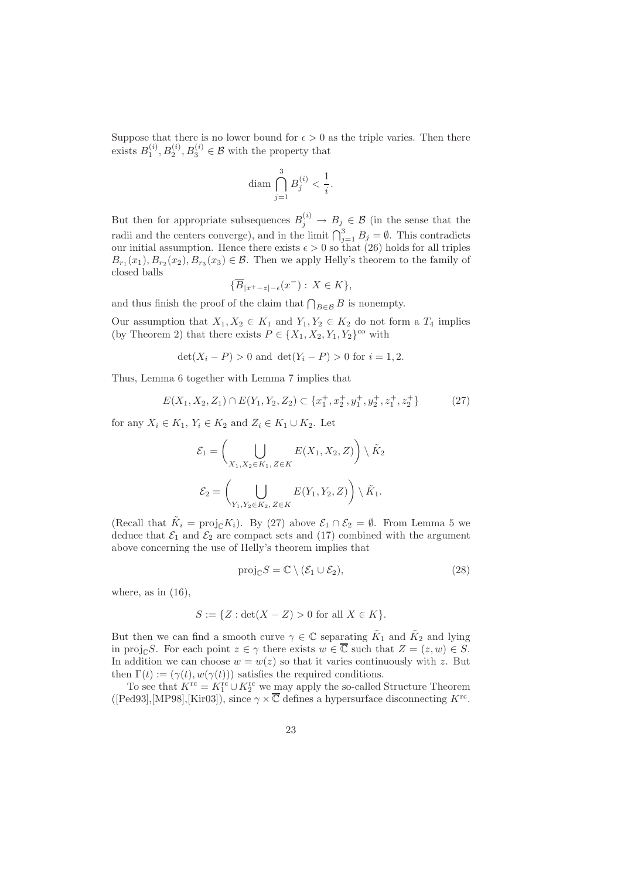Suppose that there is no lower bound for $\epsilon > 0$ as the triple varies. Then there exists $B_1^{(i)}, B_2^{(i)}, B_3^{(i)} \in \mathcal{B}$ with the property that

$$\operatorname{diam} \bigcap_{j=1}^{3} B_j^{(i)} < \frac{1}{i}.$$

But then for appropriate subsequences $B_j^{(i)} \to B_j \in \mathcal{B}$ (in the sense that the radii and the centers converge), and in the limit $\bigcap_{j=1}^{3} B_j = \emptyset$. This contradicts our initial assumption. Hence there exists $\epsilon > 0$ so that (26) holds for all triples $B_{r_1}(x_1), B_{r_2}(x_2), B_{r_3}(x_3) \in \mathcal{B}$. Then we apply Helly's theorem to the family of closed balls

$$\{\overline{B}_{|x^+ - z| - \epsilon}(x^-) : X \in K\},$$

and thus finish the proof of the claim that $\bigcap_{B \in \mathcal{B}} B$ is nonempty.

Our assumption that $X_1, X_2 \in K_1$ and $Y_1, Y_2 \in K_2$ do not form a $T_4$ implies (by Theorem 2) that there exists $P \in \{X_1, X_2, Y_1, Y_2\}^{\text{co}}$ with

$$\det(X_i - P) > 0 \text{ and } \det(Y_i - P) > 0 \text{ for } i = 1, 2.$$

Thus, Lemma 6 together with Lemma 7 implies that

$$E(X_1, X_2, Z_1) \cap E(Y_1, Y_2, Z_2) \subset \{x_1^+, x_2^+, y_1^+, y_2^+, z_1^+, z_2^+\} \tag{27}$$

for any $X_i \in K_1$, $Y_i \in K_2$ and $Z_i \in K_1 \cup K_2$. Let

$$\mathcal{E}_1 = \left( \bigcup_{X_1, X_2 \in K_1,\, Z \in K} E(X_1, X_2, Z) \right) \setminus \tilde{K}_2$$

$$\mathcal{E}_2 = \left( \bigcup_{Y_1, Y_2 \in K_2,\, Z \in K} E(Y_1, Y_2, Z) \right) \setminus \tilde{K}_1.$$

(Recall that $\tilde{K}_i = \operatorname{proj}_{\mathbb{C}} K_i$). By (27) above $\mathcal{E}_1 \cap \mathcal{E}_2 = \emptyset$. From Lemma 5 we deduce that $\mathcal{E}_1$ and $\mathcal{E}_2$ are compact sets and (17) combined with the argument above concerning the use of Helly's theorem implies that

$$\operatorname{proj}_{\mathbb{C}} S = \mathbb{C} \setminus (\mathcal{E}_1 \cup \mathcal{E}_2), \tag{28}$$

where, as in (16),

$$S := \{Z : \det(X - Z) > 0 \text{ for all } X \in K\}.$$

But then we can find a smooth curve $\gamma \in \mathbb{C}$ separating $\tilde{K}_1$ and $\tilde{K}_2$ and lying in $\operatorname{proj}_{\mathbb{C}} S$. For each point $z \in \gamma$ there exists $w \in \overline{\mathbb{C}}$ such that $Z = (z, w) \in S$. In addition we can choose $w = w(z)$ so that it varies continuously with $z$. But then $\Gamma(t) := (\gamma(t), w(\gamma(t)))$ satisfies the required conditions.

To see that $K^{\text{rc}} = K_1^{\text{rc}} \cup K_2^{\text{rc}}$ we may apply the so-called Structure Theorem ([Ped93],[MP98],[Kir03]), since $\gamma \times \overline{\mathbb{C}}$ defines a hypersurface disconnecting $K^{\text{rc}}$.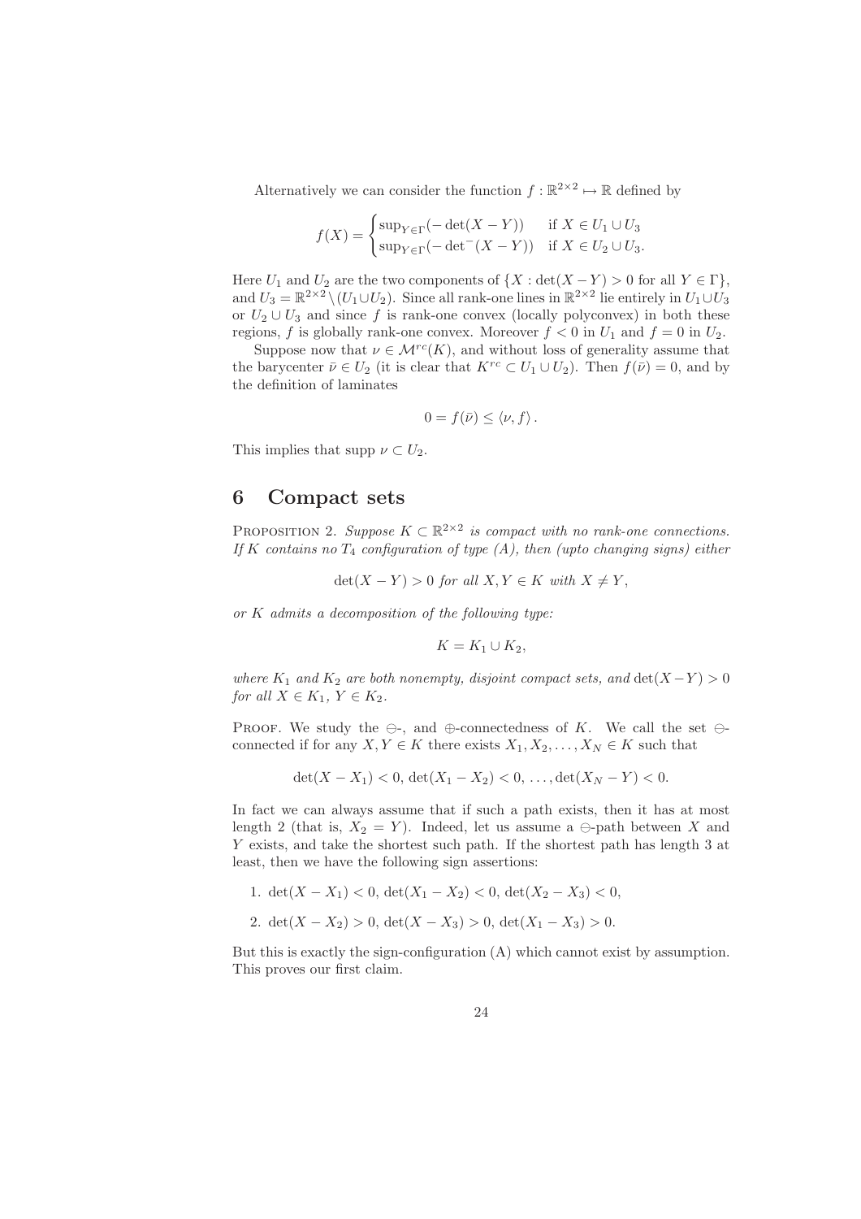Alternatively we can consider the function $f : \mathbb{R}^{2\times 2} \mapsto \mathbb{R}$ defined by

$$
f(X) = \begin{cases} \sup_{Y\in\Gamma}(-\det(X-Y)) & \text{if } X \in U_1 \cup U_3 \\ \sup_{Y\in\Gamma}(-\det^-(X-Y)) & \text{if } X \in U_2 \cup U_3. \end{cases}
$$

Here $U_1$ and $U_2$ are the two components of $\{X : \det(X-Y) > 0 \text{ for all } Y \in \Gamma\}$, and $U_3 = \mathbb{R}^{2\times 2}\setminus(U_1 \cup U_2)$. Since all rank-one lines in $\mathbb{R}^{2\times 2}$ lie entirely in $U_1 \cup U_3$ or $U_2 \cup U_3$ and since $f$ is rank-one convex (locally polyconvex) in both these regions, $f$ is globally rank-one convex. Moreover $f < 0$ in $U_1$ and $f = 0$ in $U_2$.

Suppose now that $\nu \in \mathcal{M}^{rc}(K)$, and without loss of generality assume that the barycenter $\bar{\nu} \in U_2$ (it is clear that $K^{rc} \subset U_1 \cup U_2$). Then $f(\bar{\nu}) = 0$, and by the definition of laminates

$$
0 = f(\bar{\nu}) \leq \langle \nu, f \rangle .
$$

This implies that supp $\nu \subset U_2$.

# 6 Compact sets

Proposition 2. *Suppose $K \subset \mathbb{R}^{2\times 2}$ is compact with no rank-one connections. If $K$ contains no $T_4$ configuration of type (A), then (upto changing signs) either*

$$
\det(X-Y) > 0 \text{ for all } X, Y \in K \text{ with } X \neq Y,
$$

*or $K$ admits a decomposition of the following type:*

$$
K = K_1 \cup K_2,
$$

*where $K_1$ and $K_2$ are both nonempty, disjoint compact sets, and $\det(X-Y) > 0$ for all $X \in K_1$, $Y \in K_2$.*

Proof. We study the $\ominus$-, and $\oplus$-connectedness of $K$. We call the set $\ominus$-connected if for any $X, Y \in K$ there exists $X_1, X_2, \ldots, X_N \in K$ such that

$$
\det(X - X_1) < 0, \, \det(X_1 - X_2) < 0, \, \ldots, \det(X_N - Y) < 0.
$$

In fact we can always assume that if such a path exists, then it has at most length 2 (that is, $X_2 = Y$). Indeed, let us assume a $\ominus$-path between $X$ and $Y$ exists, and take the shortest such path. If the shortest path has length 3 at least, then we have the following sign assertions:

1. $\det(X - X_1) < 0$, $\det(X_1 - X_2) < 0$, $\det(X_2 - X_3) < 0$,
2. $\det(X - X_2) > 0$, $\det(X - X_3) > 0$, $\det(X_1 - X_3) > 0$.

But this is exactly the sign-configuration (A) which cannot exist by assumption. This proves our first claim.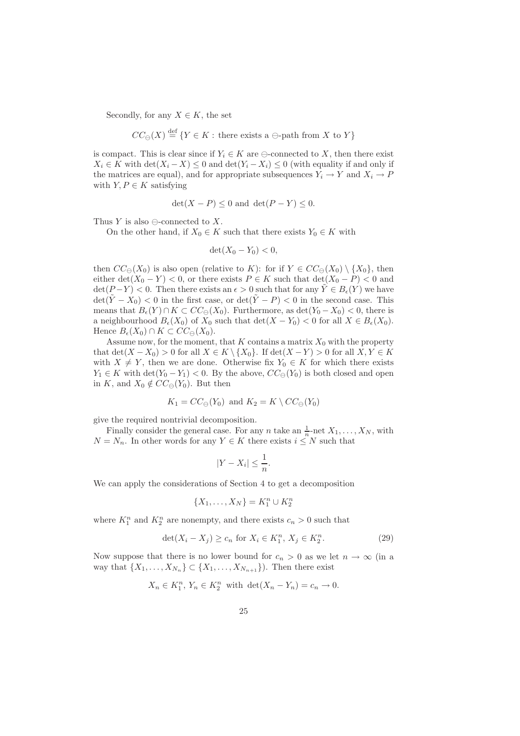Secondly, for any $X \in K$, the set

$$CC_{\ominus}(X) \stackrel{\text{def}}{=} \{Y \in K : \text{there exists a } \ominus\text{-path from } X \text{ to } Y\}$$

is compact. This is clear since if $Y_i \in K$ are $\ominus$-connected to $X$, then there exist $X_i \in K$ with $\det(X_i - X) \leq 0$ and $\det(Y_i - X_i) \leq 0$ (with equality if and only if the matrices are equal), and for appropriate subsequences $Y_i \to Y$ and $X_i \to P$ with $Y, P \in K$ satisfying

$$\det(X - P) \leq 0 \text{ and } \det(P - Y) \leq 0.$$

Thus $Y$ is also $\ominus$-connected to $X$.

On the other hand, if $X_0 \in K$ such that there exists $Y_0 \in K$ with

$$\det(X_0 - Y_0) < 0,$$

then $CC_{\ominus}(X_0)$ is also open (relative to $K$): for if $Y \in CC_{\ominus}(X_0) \setminus \{X_0\}$, then either $\det(X_0 - Y) < 0$, or there exists $P \in K$ such that $\det(X_0 - P) < 0$ and $\det(P - Y) < 0$. Then there exists an $\epsilon > 0$ such that for any $\tilde{Y} \in B_\epsilon(Y)$ we have $\det(\tilde{Y} - X_0) < 0$ in the first case, or $\det(\tilde{Y} - P) < 0$ in the second case. This means that $B_\epsilon(Y) \cap K \subset CC_{\ominus}(X_0)$. Furthermore, as $\det(Y_0 - X_0) < 0$, there is a neighbourhood $B_\epsilon(X_0)$ of $X_0$ such that $\det(X - Y_0) < 0$ for all $X \in B_\epsilon(X_0)$. Hence $B_\epsilon(X_0) \cap K \subset CC_{\ominus}(X_0)$.

Assume now, for the moment, that $K$ contains a matrix $X_0$ with the property that $\det(X - X_0) > 0$ for all $X \in K \setminus \{X_0\}$. If $\det(X - Y) > 0$ for all $X, Y \in K$ with $X \neq Y$, then we are done. Otherwise fix $Y_0 \in K$ for which there exists $Y_1 \in K$ with $\det(Y_0 - Y_1) < 0$. By the above, $CC_{\ominus}(Y_0)$ is both closed and open in $K$, and $X_0 \notin CC_{\ominus}(Y_0)$. But then

$$K_1 = CC_{\ominus}(Y_0) \text{ and } K_2 = K \setminus CC_{\ominus}(Y_0)$$

give the required nontrivial decomposition.

Finally consider the general case. For any $n$ take an $\frac{1}{n}$-net $X_1, \ldots, X_N$, with $N = N_n$. In other words for any $Y \in K$ there exists $i \leq N$ such that

$$|Y - X_i| \leq \frac{1}{n}.$$

We can apply the considerations of Section 4 to get a decomposition

$$\{X_1, \ldots, X_N\} = K_1^n \cup K_2^n$$

where $K_1^n$ and $K_2^n$ are nonempty, and there exists $c_n > 0$ such that

$$\det(X_i - X_j) \geq c_n \text{ for } X_i \in K_1^n,\, X_j \in K_2^n. \tag{29}$$

Now suppose that there is no lower bound for $c_n > 0$ as we let $n \to \infty$ (in a way that $\{X_1, \ldots, X_{N_n}\} \subset \{X_1, \ldots, X_{N_{n+1}}\}$). Then there exist

$$X_n \in K_1^n,\, Y_n \in K_2^n \text{ with } \det(X_n - Y_n) = c_n \to 0.$$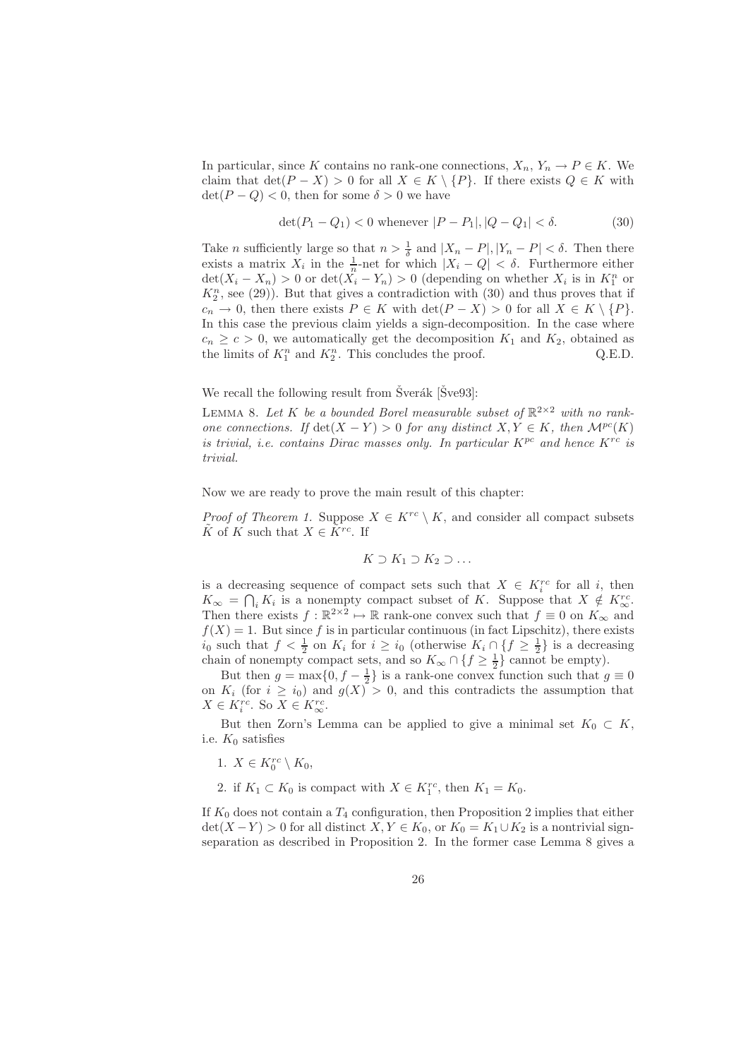In particular, since $K$ contains no rank-one connections, $X_n, Y_n \to P \in K$. We claim that $\det(P - X) > 0$ for all $X \in K \setminus \{P\}$. If there exists $Q \in K$ with $\det(P - Q) < 0$, then for some $\delta > 0$ we have

$$\det(P_1 - Q_1) < 0 \text{ whenever } |P - P_1|, |Q - Q_1| < \delta. \tag{30}$$

Take $n$ sufficiently large so that $n > \frac{1}{\delta}$ and $|X_n - P|, |Y_n - P| < \delta$. Then there exists a matrix $X_i$ in the $\frac{1}{n}$-net for which $|X_i - Q| < \delta$. Furthermore either $\det(X_i - X_n) > 0$ or $\det(X_i - Y_n) > 0$ (depending on whether $X_i$ is in $K_1^n$ or $K_2^n$, see (29)). But that gives a contradiction with (30) and thus proves that if $c_n \to 0$, then there exists $P \in K$ with $\det(P - X) > 0$ for all $X \in K \setminus \{P\}$. In this case the previous claim yields a sign-decomposition. In the case where $c_n \geq c > 0$, we automatically get the decomposition $K_1$ and $K_2$, obtained as the limits of $K_1^n$ and $K_2^n$. This concludes the proof. Q.E.D.

We recall the following result from Šverák [Šve93]:

Lemma 8. *Let $K$ be a bounded Borel measurable subset of $\mathbb{R}^{2\times 2}$ with no rank-one connections. If $\det(X - Y) > 0$ for any distinct $X, Y \in K$, then $\mathcal{M}^{pc}(K)$ is trivial, i.e. contains Dirac masses only. In particular $K^{pc}$ and hence $K^{rc}$ is trivial.*

Now we are ready to prove the main result of this chapter:

*Proof of Theorem 1.* Suppose $X \in K^{rc} \setminus K$, and consider all compact subsets $\tilde{K}$ of $K$ such that $X \in \tilde{K}^{rc}$. If

$$K \supset K_1 \supset K_2 \supset \dots$$

is a decreasing sequence of compact sets such that $X \in K_i^{rc}$ for all $i$, then $K_\infty = \bigcap_i K_i$ is a nonempty compact subset of $K$. Suppose that $X \notin K_\infty^{rc}$. Then there exists $f : \mathbb{R}^{2\times 2} \mapsto \mathbb{R}$ rank-one convex such that $f \equiv 0$ on $K_\infty$ and $f(X) = 1$. But since $f$ is in particular continuous (in fact Lipschitz), there exists $i_0$ such that $f < \frac{1}{2}$ on $K_i$ for $i \geq i_0$ (otherwise $K_i \cap \{f \geq \frac{1}{2}\}$ is a decreasing chain of nonempty compact sets, and so $K_\infty \cap \{f \geq \frac{1}{2}\}$ cannot be empty).

But then $g = \max\{0, f - \frac{1}{2}\}$ is a rank-one convex function such that $g \equiv 0$ on $K_i$ (for $i \geq i_0$) and $g(X) > 0$, and this contradicts the assumption that $X \in K_i^{rc}$. So $X \in K_\infty^{rc}$.

But then Zorn's Lemma can be applied to give a minimal set $K_0 \subset K$, i.e. $K_0$ satisfies

1. $X \in K_0^{rc} \setminus K_0$,
2. if $K_1 \subset K_0$ is compact with $X \in K_1^{rc}$, then $K_1 = K_0$.

If $K_0$ does not contain a $T_4$ configuration, then Proposition 2 implies that either $\det(X - Y) > 0$ for all distinct $X, Y \in K_0$, or $K_0 = K_1 \cup K_2$ is a nontrivial sign-separation as described in Proposition 2. In the former case Lemma 8 gives a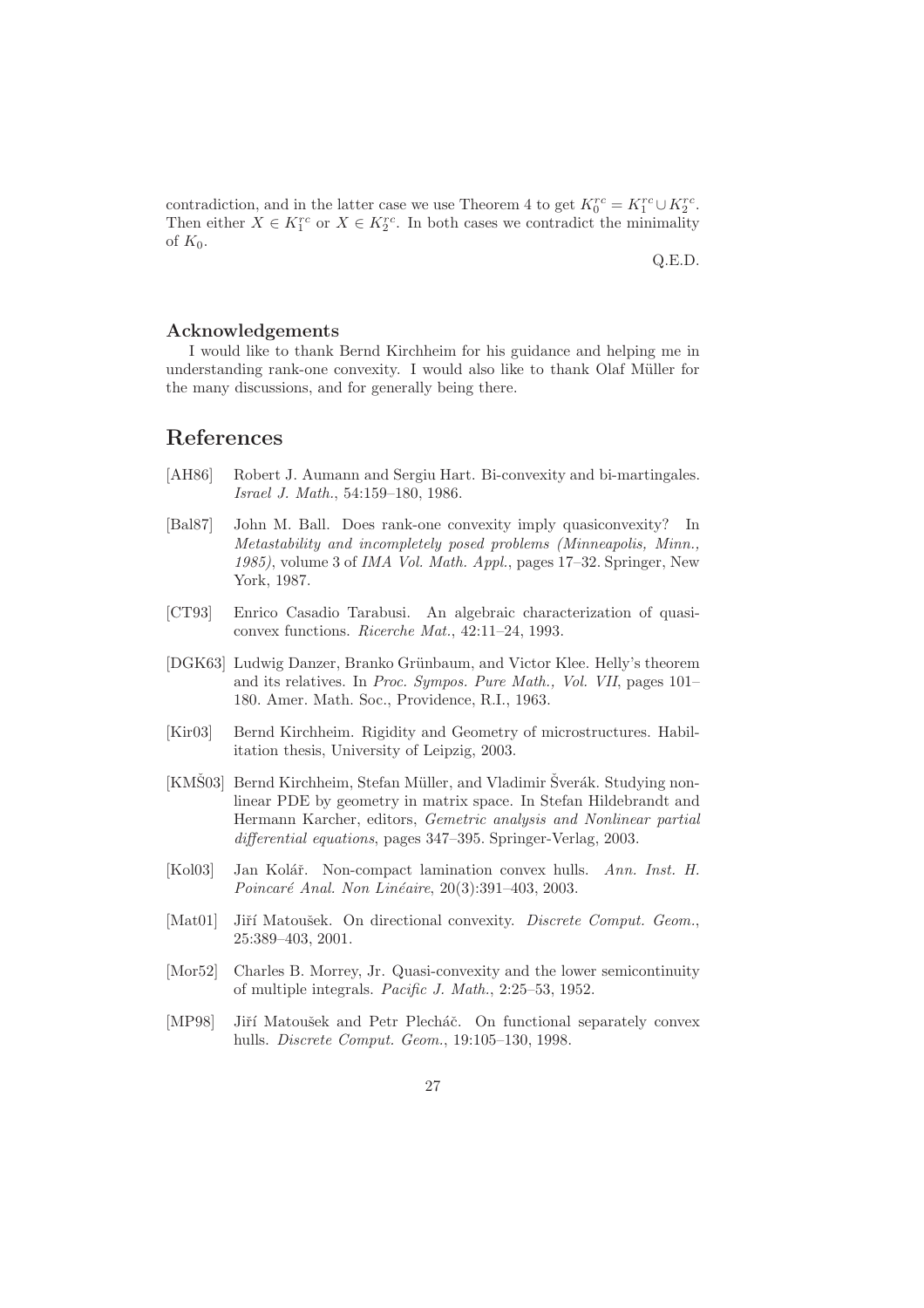contradiction, and in the latter case we use Theorem 4 to get $K_0^{rc} = K_1^{rc} \cup K_2^{rc}$. Then either $X \in K_1^{rc}$ or $X \in K_2^{rc}$. In both cases we contradict the minimality of $K_0$.

Q.E.D.

### Acknowledgements

I would like to thank Bernd Kirchheim for his guidance and helping me in understanding rank-one convexity. I would also like to thank Olaf Müller for the many discussions, and for generally being there.

## References

[AH86] Robert J. Aumann and Sergiu Hart. Bi-convexity and bi-martingales. *Israel J. Math.*, 54:159–180, 1986.

[Bal87] John M. Ball. Does rank-one convexity imply quasiconvexity? In *Metastability and incompletely posed problems (Minneapolis, Minn., 1985)*, volume 3 of *IMA Vol. Math. Appl.*, pages 17–32. Springer, New York, 1987.

[CT93] Enrico Casadio Tarabusi. An algebraic characterization of quasiconvex functions. *Ricerche Mat.*, 42:11–24, 1993.

[DGK63] Ludwig Danzer, Branko Grünbaum, and Victor Klee. Helly's theorem and its relatives. In *Proc. Sympos. Pure Math., Vol. VII*, pages 101–180. Amer. Math. Soc., Providence, R.I., 1963.

[Kir03] Bernd Kirchheim. Rigidity and Geometry of microstructures. Habilitation thesis, University of Leipzig, 2003.

[KMŠ03] Bernd Kirchheim, Stefan Müller, and Vladimir Šverák. Studying nonlinear PDE by geometry in matrix space. In Stefan Hildebrandt and Hermann Karcher, editors, *Gemetric analysis and Nonlinear partial differential equations*, pages 347–395. Springer-Verlag, 2003.

[Kol03] Jan Kolář. Non-compact lamination convex hulls. *Ann. Inst. H. Poincaré Anal. Non Linéaire*, 20(3):391–403, 2003.

[Mat01] Jiří Matoušek. On directional convexity. *Discrete Comput. Geom.*, 25:389–403, 2001.

[Mor52] Charles B. Morrey, Jr. Quasi-convexity and the lower semicontinuity of multiple integrals. *Pacific J. Math.*, 2:25–53, 1952.

[MP98] Jiří Matoušek and Petr Plecháč. On functional separately convex hulls. *Discrete Comput. Geom.*, 19:105–130, 1998.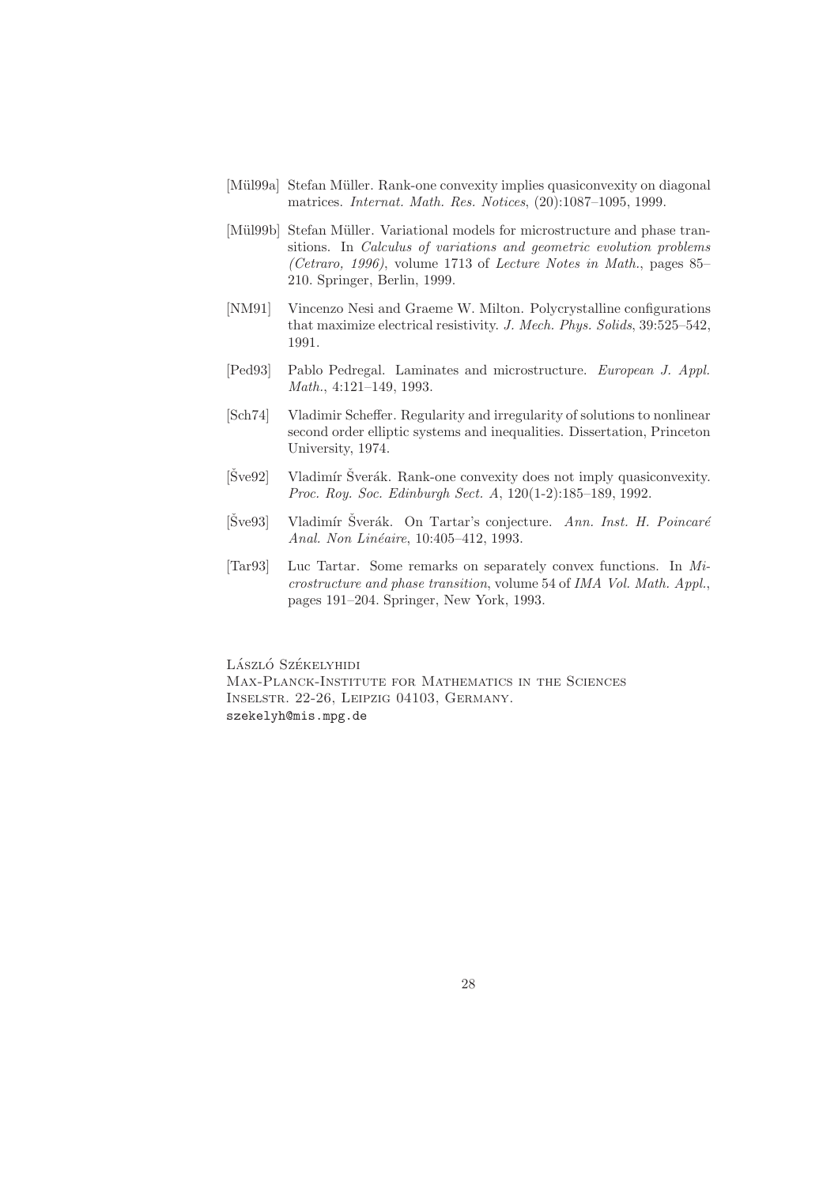[Mül99a] Stefan Müller. Rank-one convexity implies quasiconvexity on diagonal matrices. *Internat. Math. Res. Notices*, (20):1087–1095, 1999.

[Mül99b] Stefan Müller. Variational models for microstructure and phase transitions. In *Calculus of variations and geometric evolution problems (Cetraro, 1996)*, volume 1713 of *Lecture Notes in Math.*, pages 85–210. Springer, Berlin, 1999.

[NM91] Vincenzo Nesi and Graeme W. Milton. Polycrystalline configurations that maximize electrical resistivity. *J. Mech. Phys. Solids*, 39:525–542, 1991.

[Ped93] Pablo Pedregal. Laminates and microstructure. *European J. Appl. Math.*, 4:121–149, 1993.

[Sch74] Vladimir Scheffer. Regularity and irregularity of solutions to nonlinear second order elliptic systems and inequalities. Dissertation, Princeton University, 1974.

[Šve92] Vladimír Šverák. Rank-one convexity does not imply quasiconvexity. *Proc. Roy. Soc. Edinburgh Sect. A*, 120(1-2):185–189, 1992.

[Šve93] Vladimír Šverák. On Tartar's conjecture. *Ann. Inst. H. Poincaré Anal. Non Linéaire*, 10:405–412, 1993.

[Tar93] Luc Tartar. Some remarks on separately convex functions. In *Microstructure and phase transition*, volume 54 of *IMA Vol. Math. Appl.*, pages 191–204. Springer, New York, 1993.

László Székelyhidi
Max-Planck-Institute for Mathematics in the Sciences
Inselstr. 22-26, Leipzig 04103, Germany.
szekelyh@mis.mpg.de